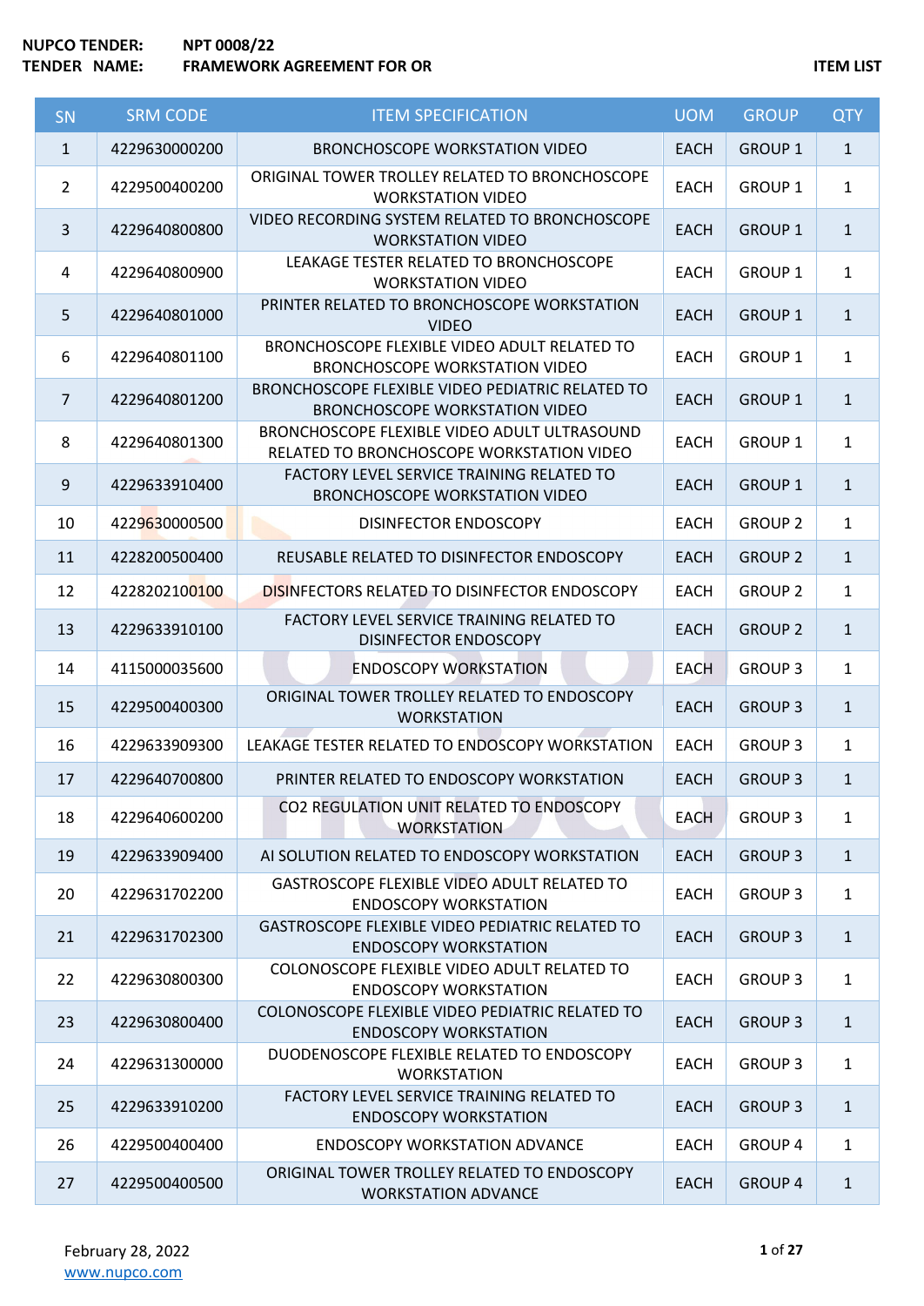**NUPCO TENDER:** NPT 0008/22

**TENDER NAME:** FRAMEWORK AGREEMENT FOR OR

**ITEM LIST**

| SN | SRM CODE | ITEM SPECIFICATION | UOM | GROUP | QTY |
|---|---|---|---|---|---|
| 1 | 4229630000200 | BRONCHOSCOPE WORKSTATION VIDEO | EACH | GROUP 1 | 1 |
| 2 | 4229500400200 | ORIGINAL TOWER TROLLEY RELATED TO BRONCHOSCOPE WORKSTATION VIDEO | EACH | GROUP 1 | 1 |
| 3 | 4229640800800 | VIDEO RECORDING SYSTEM RELATED TO BRONCHOSCOPE WORKSTATION VIDEO | EACH | GROUP 1 | 1 |
| 4 | 4229640800900 | LEAKAGE TESTER RELATED TO BRONCHOSCOPE WORKSTATION VIDEO | EACH | GROUP 1 | 1 |
| 5 | 4229640801000 | PRINTER RELATED TO BRONCHOSCOPE WORKSTATION VIDEO | EACH | GROUP 1 | 1 |
| 6 | 4229640801100 | BRONCHOSCOPE FLEXIBLE VIDEO ADULT RELATED TO BRONCHOSCOPE WORKSTATION VIDEO | EACH | GROUP 1 | 1 |
| 7 | 4229640801200 | BRONCHOSCOPE FLEXIBLE VIDEO PEDIATRIC RELATED TO BRONCHOSCOPE WORKSTATION VIDEO | EACH | GROUP 1 | 1 |
| 8 | 4229640801300 | BRONCHOSCOPE FLEXIBLE VIDEO ADULT ULTRASOUND RELATED TO BRONCHOSCOPE WORKSTATION VIDEO | EACH | GROUP 1 | 1 |
| 9 | 4229633910400 | FACTORY LEVEL SERVICE TRAINING RELATED TO BRONCHOSCOPE WORKSTATION VIDEO | EACH | GROUP 1 | 1 |
| 10 | 4229630000500 | DISINFECTOR ENDOSCOPY | EACH | GROUP 2 | 1 |
| 11 | 4228200500400 | REUSABLE RELATED TO DISINFECTOR ENDOSCOPY | EACH | GROUP 2 | 1 |
| 12 | 4228202100100 | DISINFECTORS RELATED TO DISINFECTOR ENDOSCOPY | EACH | GROUP 2 | 1 |
| 13 | 4229633910100 | FACTORY LEVEL SERVICE TRAINING RELATED TO DISINFECTOR ENDOSCOPY | EACH | GROUP 2 | 1 |
| 14 | 4115000035600 | ENDOSCOPY WORKSTATION | EACH | GROUP 3 | 1 |
| 15 | 4229500400300 | ORIGINAL TOWER TROLLEY RELATED TO ENDOSCOPY WORKSTATION | EACH | GROUP 3 | 1 |
| 16 | 4229633909300 | LEAKAGE TESTER RELATED TO ENDOSCOPY WORKSTATION | EACH | GROUP 3 | 1 |
| 17 | 4229640700800 | PRINTER RELATED TO ENDOSCOPY WORKSTATION | EACH | GROUP 3 | 1 |
| 18 | 4229640600200 | CO2 REGULATION UNIT RELATED TO ENDOSCOPY WORKSTATION | EACH | GROUP 3 | 1 |
| 19 | 4229633909400 | AI SOLUTION RELATED TO ENDOSCOPY WORKSTATION | EACH | GROUP 3 | 1 |
| 20 | 4229631702200 | GASTROSCOPE FLEXIBLE VIDEO ADULT RELATED TO ENDOSCOPY WORKSTATION | EACH | GROUP 3 | 1 |
| 21 | 4229631702300 | GASTROSCOPE FLEXIBLE VIDEO PEDIATRIC RELATED TO ENDOSCOPY WORKSTATION | EACH | GROUP 3 | 1 |
| 22 | 4229630800300 | COLONOSCOPE FLEXIBLE VIDEO ADULT RELATED TO ENDOSCOPY WORKSTATION | EACH | GROUP 3 | 1 |
| 23 | 4229630800400 | COLONOSCOPE FLEXIBLE VIDEO PEDIATRIC RELATED TO ENDOSCOPY WORKSTATION | EACH | GROUP 3 | 1 |
| 24 | 4229631300000 | DUODENOSCOPE FLEXIBLE RELATED TO ENDOSCOPY WORKSTATION | EACH | GROUP 3 | 1 |
| 25 | 4229633910200 | FACTORY LEVEL SERVICE TRAINING RELATED TO ENDOSCOPY WORKSTATION | EACH | GROUP 3 | 1 |
| 26 | 4229500400400 | ENDOSCOPY WORKSTATION ADVANCE | EACH | GROUP 4 | 1 |
| 27 | 4229500400500 | ORIGINAL TOWER TROLLEY RELATED TO ENDOSCOPY WORKSTATION ADVANCE | EACH | GROUP 4 | 1 |

February 28, 2022

www.nupco.com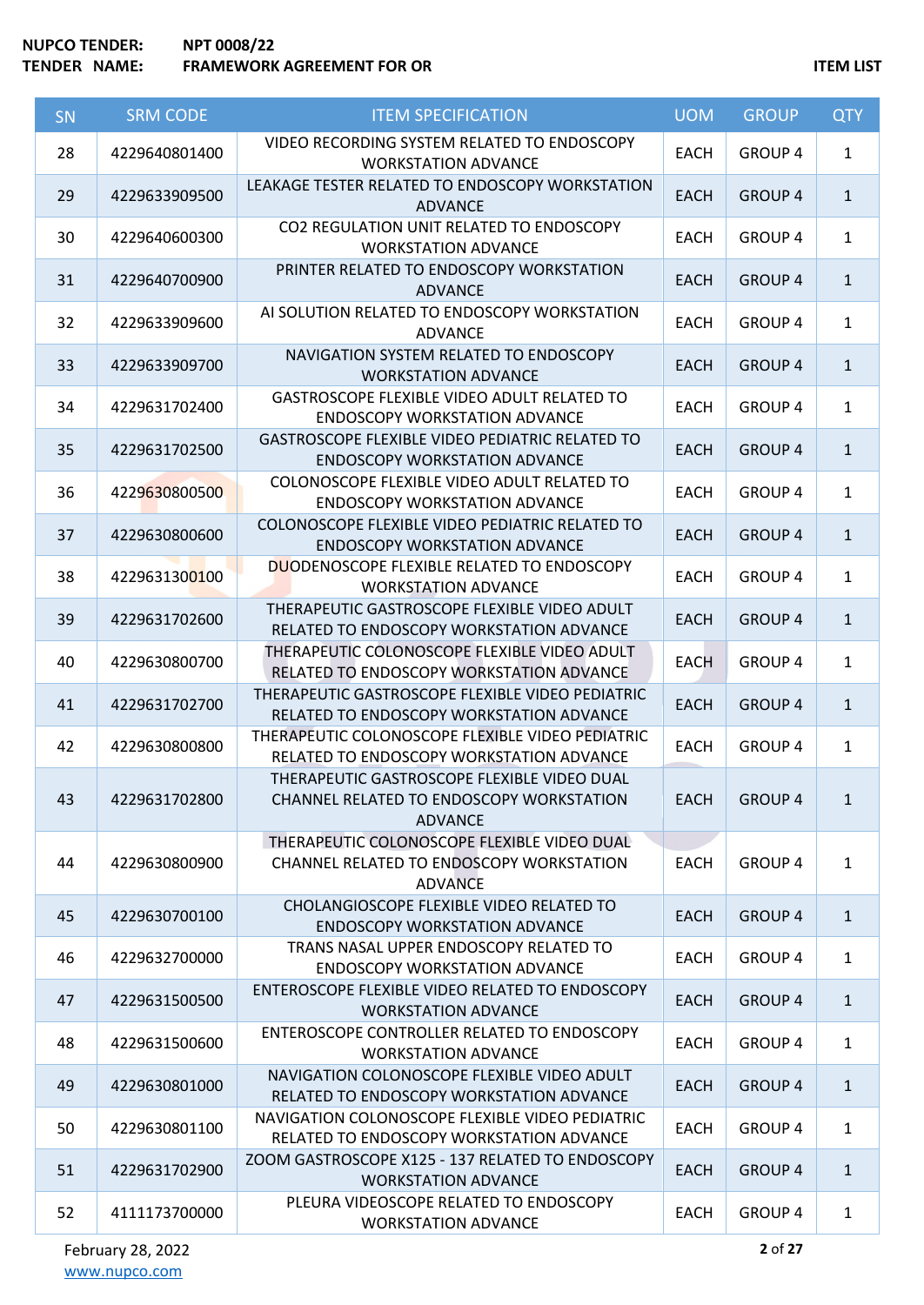NUPCO TENDER: NPT 0008/22
TENDER NAME: FRAMEWORK AGREEMENT FOR OR

ITEM LIST

| SN | SRM CODE | ITEM SPECIFICATION | UOM | GROUP | QTY |
|---|---|---|---|---|---|
| 28 | 4229640801400 | VIDEO RECORDING SYSTEM RELATED TO ENDOSCOPY WORKSTATION ADVANCE | EACH | GROUP 4 | 1 |
| 29 | 4229633909500 | LEAKAGE TESTER RELATED TO ENDOSCOPY WORKSTATION ADVANCE | EACH | GROUP 4 | 1 |
| 30 | 4229640600300 | CO2 REGULATION UNIT RELATED TO ENDOSCOPY WORKSTATION ADVANCE | EACH | GROUP 4 | 1 |
| 31 | 4229640700900 | PRINTER RELATED TO ENDOSCOPY WORKSTATION ADVANCE | EACH | GROUP 4 | 1 |
| 32 | 4229633909600 | AI SOLUTION RELATED TO ENDOSCOPY WORKSTATION ADVANCE | EACH | GROUP 4 | 1 |
| 33 | 4229633909700 | NAVIGATION SYSTEM RELATED TO ENDOSCOPY WORKSTATION ADVANCE | EACH | GROUP 4 | 1 |
| 34 | 4229631702400 | GASTROSCOPE FLEXIBLE VIDEO ADULT RELATED TO ENDOSCOPY WORKSTATION ADVANCE | EACH | GROUP 4 | 1 |
| 35 | 4229631702500 | GASTROSCOPE FLEXIBLE VIDEO PEDIATRIC RELATED TO ENDOSCOPY WORKSTATION ADVANCE | EACH | GROUP 4 | 1 |
| 36 | 4229630800500 | COLONOSCOPE FLEXIBLE VIDEO ADULT RELATED TO ENDOSCOPY WORKSTATION ADVANCE | EACH | GROUP 4 | 1 |
| 37 | 4229630800600 | COLONOSCOPE FLEXIBLE VIDEO PEDIATRIC RELATED TO ENDOSCOPY WORKSTATION ADVANCE | EACH | GROUP 4 | 1 |
| 38 | 4229631300100 | DUODENOSCOPE FLEXIBLE RELATED TO ENDOSCOPY WORKSTATION ADVANCE | EACH | GROUP 4 | 1 |
| 39 | 4229631702600 | THERAPEUTIC GASTROSCOPE FLEXIBLE VIDEO ADULT RELATED TO ENDOSCOPY WORKSTATION ADVANCE | EACH | GROUP 4 | 1 |
| 40 | 4229630800700 | THERAPEUTIC COLONOSCOPE FLEXIBLE VIDEO ADULT RELATED TO ENDOSCOPY WORKSTATION ADVANCE | EACH | GROUP 4 | 1 |
| 41 | 4229631702700 | THERAPEUTIC GASTROSCOPE FLEXIBLE VIDEO PEDIATRIC RELATED TO ENDOSCOPY WORKSTATION ADVANCE | EACH | GROUP 4 | 1 |
| 42 | 4229630800800 | THERAPEUTIC COLONOSCOPE FLEXIBLE VIDEO PEDIATRIC RELATED TO ENDOSCOPY WORKSTATION ADVANCE | EACH | GROUP 4 | 1 |
| 43 | 4229631702800 | THERAPEUTIC GASTROSCOPE FLEXIBLE VIDEO DUAL CHANNEL RELATED TO ENDOSCOPY WORKSTATION ADVANCE | EACH | GROUP 4 | 1 |
| 44 | 4229630800900 | THERAPEUTIC COLONOSCOPE FLEXIBLE VIDEO DUAL CHANNEL RELATED TO ENDOSCOPY WORKSTATION ADVANCE | EACH | GROUP 4 | 1 |
| 45 | 4229630700100 | CHOLANGIOSCOPE FLEXIBLE VIDEO RELATED TO ENDOSCOPY WORKSTATION ADVANCE | EACH | GROUP 4 | 1 |
| 46 | 4229632700000 | TRANS NASAL UPPER ENDOSCOPY RELATED TO ENDOSCOPY WORKSTATION ADVANCE | EACH | GROUP 4 | 1 |
| 47 | 4229631500500 | ENTEROSCOPE FLEXIBLE VIDEO RELATED TO ENDOSCOPY WORKSTATION ADVANCE | EACH | GROUP 4 | 1 |
| 48 | 4229631500600 | ENTEROSCOPE CONTROLLER RELATED TO ENDOSCOPY WORKSTATION ADVANCE | EACH | GROUP 4 | 1 |
| 49 | 4229630801000 | NAVIGATION COLONOSCOPE FLEXIBLE VIDEO ADULT RELATED TO ENDOSCOPY WORKSTATION ADVANCE | EACH | GROUP 4 | 1 |
| 50 | 4229630801100 | NAVIGATION COLONOSCOPE FLEXIBLE VIDEO PEDIATRIC RELATED TO ENDOSCOPY WORKSTATION ADVANCE | EACH | GROUP 4 | 1 |
| 51 | 4229631702900 | ZOOM GASTROSCOPE X125 - 137 RELATED TO ENDOSCOPY WORKSTATION ADVANCE | EACH | GROUP 4 | 1 |
| 52 | 4111173700000 | PLEURA VIDEOSCOPE RELATED TO ENDOSCOPY WORKSTATION ADVANCE | EACH | GROUP 4 | 1 |

February 28, 2022
www.nupco.com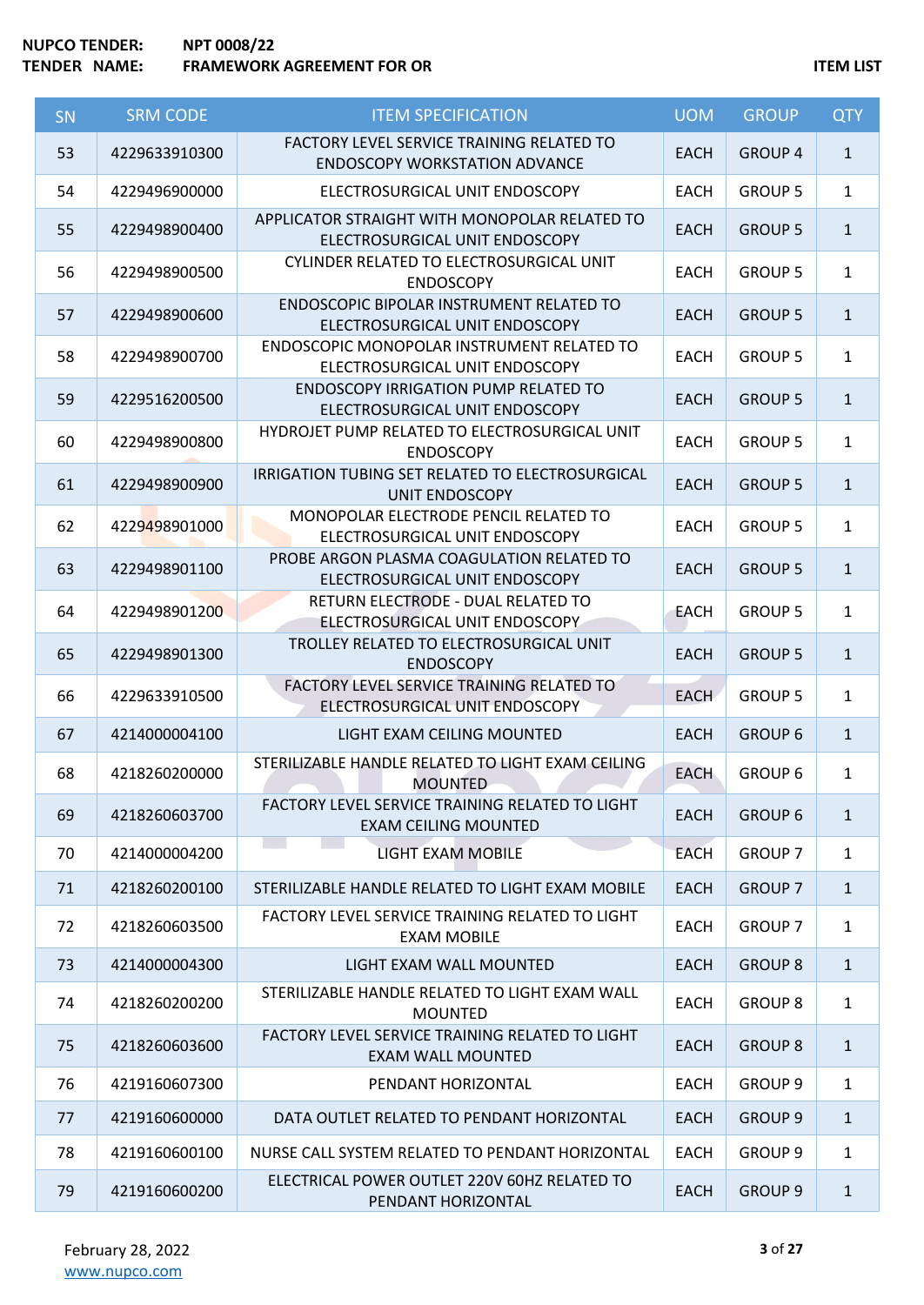| NUPCO TENDER: | NPT 0008/22 | |
|---|---|---|
| TENDER NAME: | FRAMEWORK AGREEMENT FOR OR | ITEM LIST |

| SN | SRM CODE | ITEM SPECIFICATION | UOM | GROUP | QTY |
|---|---|---|---|---|---|
| 53 | 4229633910300 | FACTORY LEVEL SERVICE TRAINING RELATED TO ENDOSCOPY WORKSTATION ADVANCE | EACH | GROUP 4 | 1 |
| 54 | 4229496900000 | ELECTROSURGICAL UNIT ENDOSCOPY | EACH | GROUP 5 | 1 |
| 55 | 4229498900400 | APPLICATOR STRAIGHT WITH MONOPOLAR RELATED TO ELECTROSURGICAL UNIT ENDOSCOPY | EACH | GROUP 5 | 1 |
| 56 | 4229498900500 | CYLINDER RELATED TO ELECTROSURGICAL UNIT ENDOSCOPY | EACH | GROUP 5 | 1 |
| 57 | 4229498900600 | ENDOSCOPIC BIPOLAR INSTRUMENT RELATED TO ELECTROSURGICAL UNIT ENDOSCOPY | EACH | GROUP 5 | 1 |
| 58 | 4229498900700 | ENDOSCOPIC MONOPOLAR INSTRUMENT RELATED TO ELECTROSURGICAL UNIT ENDOSCOPY | EACH | GROUP 5 | 1 |
| 59 | 4229516200500 | ENDOSCOPY IRRIGATION PUMP RELATED TO ELECTROSURGICAL UNIT ENDOSCOPY | EACH | GROUP 5 | 1 |
| 60 | 4229498900800 | HYDROJET PUMP RELATED TO ELECTROSURGICAL UNIT ENDOSCOPY | EACH | GROUP 5 | 1 |
| 61 | 4229498900900 | IRRIGATION TUBING SET RELATED TO ELECTROSURGICAL UNIT ENDOSCOPY | EACH | GROUP 5 | 1 |
| 62 | 4229498901000 | MONOPOLAR ELECTRODE PENCIL RELATED TO ELECTROSURGICAL UNIT ENDOSCOPY | EACH | GROUP 5 | 1 |
| 63 | 4229498901100 | PROBE ARGON PLASMA COAGULATION RELATED TO ELECTROSURGICAL UNIT ENDOSCOPY | EACH | GROUP 5 | 1 |
| 64 | 4229498901200 | RETURN ELECTRODE - DUAL RELATED TO ELECTROSURGICAL UNIT ENDOSCOPY | EACH | GROUP 5 | 1 |
| 65 | 4229498901300 | TROLLEY RELATED TO ELECTROSURGICAL UNIT ENDOSCOPY | EACH | GROUP 5 | 1 |
| 66 | 4229633910500 | FACTORY LEVEL SERVICE TRAINING RELATED TO ELECTROSURGICAL UNIT ENDOSCOPY | EACH | GROUP 5 | 1 |
| 67 | 4214000004100 | LIGHT EXAM CEILING MOUNTED | EACH | GROUP 6 | 1 |
| 68 | 4218260200000 | STERILIZABLE HANDLE RELATED TO LIGHT EXAM CEILING MOUNTED | EACH | GROUP 6 | 1 |
| 69 | 4218260603700 | FACTORY LEVEL SERVICE TRAINING RELATED TO LIGHT EXAM CEILING MOUNTED | EACH | GROUP 6 | 1 |
| 70 | 4214000004200 | LIGHT EXAM MOBILE | EACH | GROUP 7 | 1 |
| 71 | 4218260200100 | STERILIZABLE HANDLE RELATED TO LIGHT EXAM MOBILE | EACH | GROUP 7 | 1 |
| 72 | 4218260603500 | FACTORY LEVEL SERVICE TRAINING RELATED TO LIGHT EXAM MOBILE | EACH | GROUP 7 | 1 |
| 73 | 4214000004300 | LIGHT EXAM WALL MOUNTED | EACH | GROUP 8 | 1 |
| 74 | 4218260200200 | STERILIZABLE HANDLE RELATED TO LIGHT EXAM WALL MOUNTED | EACH | GROUP 8 | 1 |
| 75 | 4218260603600 | FACTORY LEVEL SERVICE TRAINING RELATED TO LIGHT EXAM WALL MOUNTED | EACH | GROUP 8 | 1 |
| 76 | 4219160607300 | PENDANT HORIZONTAL | EACH | GROUP 9 | 1 |
| 77 | 4219160600000 | DATA OUTLET RELATED TO PENDANT HORIZONTAL | EACH | GROUP 9 | 1 |
| 78 | 4219160600100 | NURSE CALL SYSTEM RELATED TO PENDANT HORIZONTAL | EACH | GROUP 9 | 1 |
| 79 | 4219160600200 | ELECTRICAL POWER OUTLET 220V 60HZ RELATED TO PENDANT HORIZONTAL | EACH | GROUP 9 | 1 |

February 28, 2022
www.nupco.com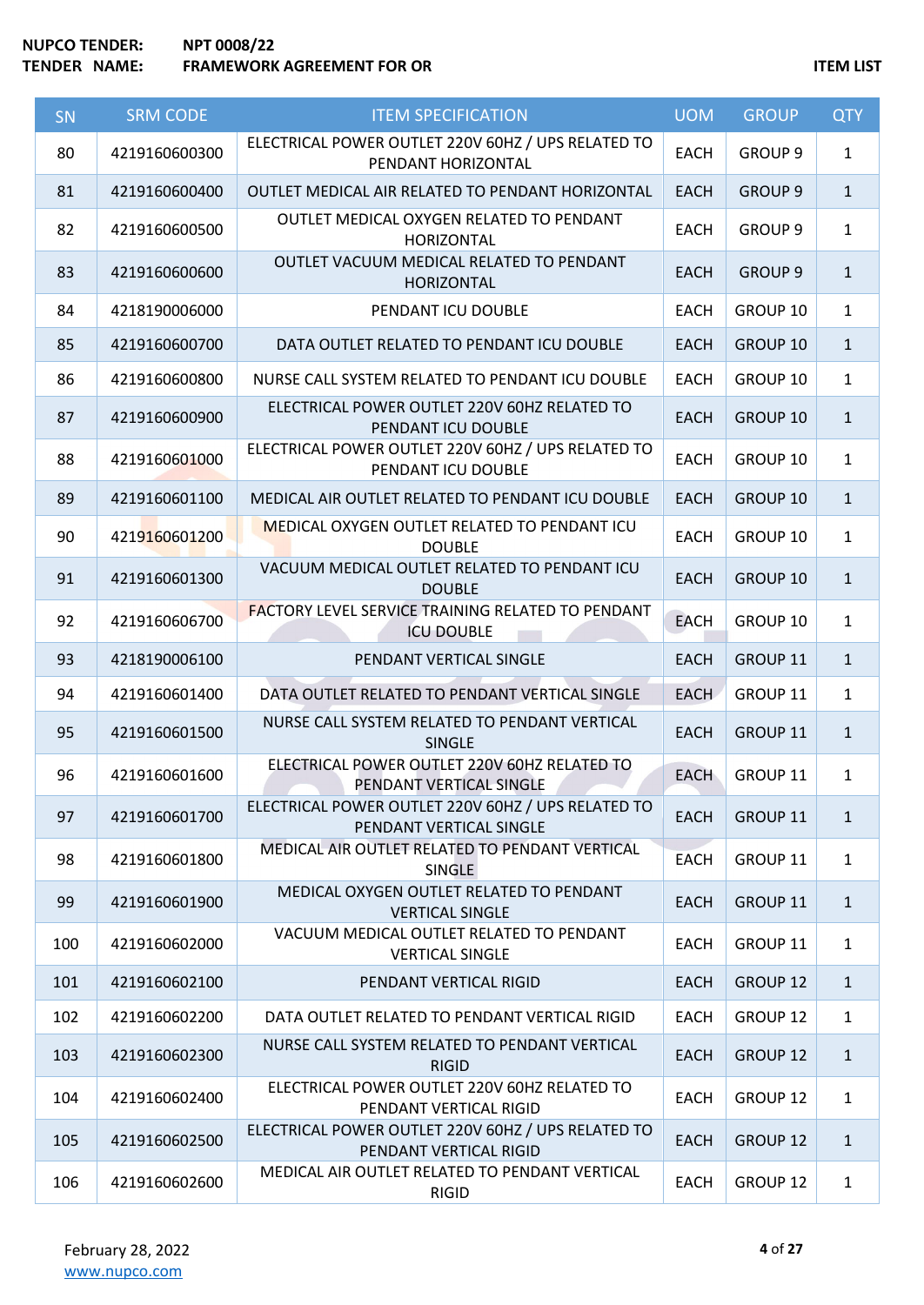**NUPCO TENDER:** NPT 0008/22
**TENDER NAME:** FRAMEWORK AGREEMENT FOR OR

**ITEM LIST**

| SN | SRM CODE | ITEM SPECIFICATION | UOM | GROUP | QTY |
|---|---|---|---|---|---|
| 80 | 4219160600300 | ELECTRICAL POWER OUTLET 220V 60HZ / UPS RELATED TO PENDANT HORIZONTAL | EACH | GROUP 9 | 1 |
| 81 | 4219160600400 | OUTLET MEDICAL AIR RELATED TO PENDANT HORIZONTAL | EACH | GROUP 9 | 1 |
| 82 | 4219160600500 | OUTLET MEDICAL OXYGEN RELATED TO PENDANT HORIZONTAL | EACH | GROUP 9 | 1 |
| 83 | 4219160600600 | OUTLET VACUUM MEDICAL RELATED TO PENDANT HORIZONTAL | EACH | GROUP 9 | 1 |
| 84 | 4218190006000 | PENDANT ICU DOUBLE | EACH | GROUP 10 | 1 |
| 85 | 4219160600700 | DATA OUTLET RELATED TO PENDANT ICU DOUBLE | EACH | GROUP 10 | 1 |
| 86 | 4219160600800 | NURSE CALL SYSTEM RELATED TO PENDANT ICU DOUBLE | EACH | GROUP 10 | 1 |
| 87 | 4219160600900 | ELECTRICAL POWER OUTLET 220V 60HZ RELATED TO PENDANT ICU DOUBLE | EACH | GROUP 10 | 1 |
| 88 | 4219160601000 | ELECTRICAL POWER OUTLET 220V 60HZ / UPS RELATED TO PENDANT ICU DOUBLE | EACH | GROUP 10 | 1 |
| 89 | 4219160601100 | MEDICAL AIR OUTLET RELATED TO PENDANT ICU DOUBLE | EACH | GROUP 10 | 1 |
| 90 | 4219160601200 | MEDICAL OXYGEN OUTLET RELATED TO PENDANT ICU DOUBLE | EACH | GROUP 10 | 1 |
| 91 | 4219160601300 | VACUUM MEDICAL OUTLET RELATED TO PENDANT ICU DOUBLE | EACH | GROUP 10 | 1 |
| 92 | 4219160606700 | FACTORY LEVEL SERVICE TRAINING RELATED TO PENDANT ICU DOUBLE | EACH | GROUP 10 | 1 |
| 93 | 4218190006100 | PENDANT VERTICAL SINGLE | EACH | GROUP 11 | 1 |
| 94 | 4219160601400 | DATA OUTLET RELATED TO PENDANT VERTICAL SINGLE | EACH | GROUP 11 | 1 |
| 95 | 4219160601500 | NURSE CALL SYSTEM RELATED TO PENDANT VERTICAL SINGLE | EACH | GROUP 11 | 1 |
| 96 | 4219160601600 | ELECTRICAL POWER OUTLET 220V 60HZ RELATED TO PENDANT VERTICAL SINGLE | EACH | GROUP 11 | 1 |
| 97 | 4219160601700 | ELECTRICAL POWER OUTLET 220V 60HZ / UPS RELATED TO PENDANT VERTICAL SINGLE | EACH | GROUP 11 | 1 |
| 98 | 4219160601800 | MEDICAL AIR OUTLET RELATED TO PENDANT VERTICAL SINGLE | EACH | GROUP 11 | 1 |
| 99 | 4219160601900 | MEDICAL OXYGEN OUTLET RELATED TO PENDANT VERTICAL SINGLE | EACH | GROUP 11 | 1 |
| 100 | 4219160602000 | VACUUM MEDICAL OUTLET RELATED TO PENDANT VERTICAL SINGLE | EACH | GROUP 11 | 1 |
| 101 | 4219160602100 | PENDANT VERTICAL RIGID | EACH | GROUP 12 | 1 |
| 102 | 4219160602200 | DATA OUTLET RELATED TO PENDANT VERTICAL RIGID | EACH | GROUP 12 | 1 |
| 103 | 4219160602300 | NURSE CALL SYSTEM RELATED TO PENDANT VERTICAL RIGID | EACH | GROUP 12 | 1 |
| 104 | 4219160602400 | ELECTRICAL POWER OUTLET 220V 60HZ RELATED TO PENDANT VERTICAL RIGID | EACH | GROUP 12 | 1 |
| 105 | 4219160602500 | ELECTRICAL POWER OUTLET 220V 60HZ / UPS RELATED TO PENDANT VERTICAL RIGID | EACH | GROUP 12 | 1 |
| 106 | 4219160602600 | MEDICAL AIR OUTLET RELATED TO PENDANT VERTICAL RIGID | EACH | GROUP 12 | 1 |

February 28, 2022
www.nupco.com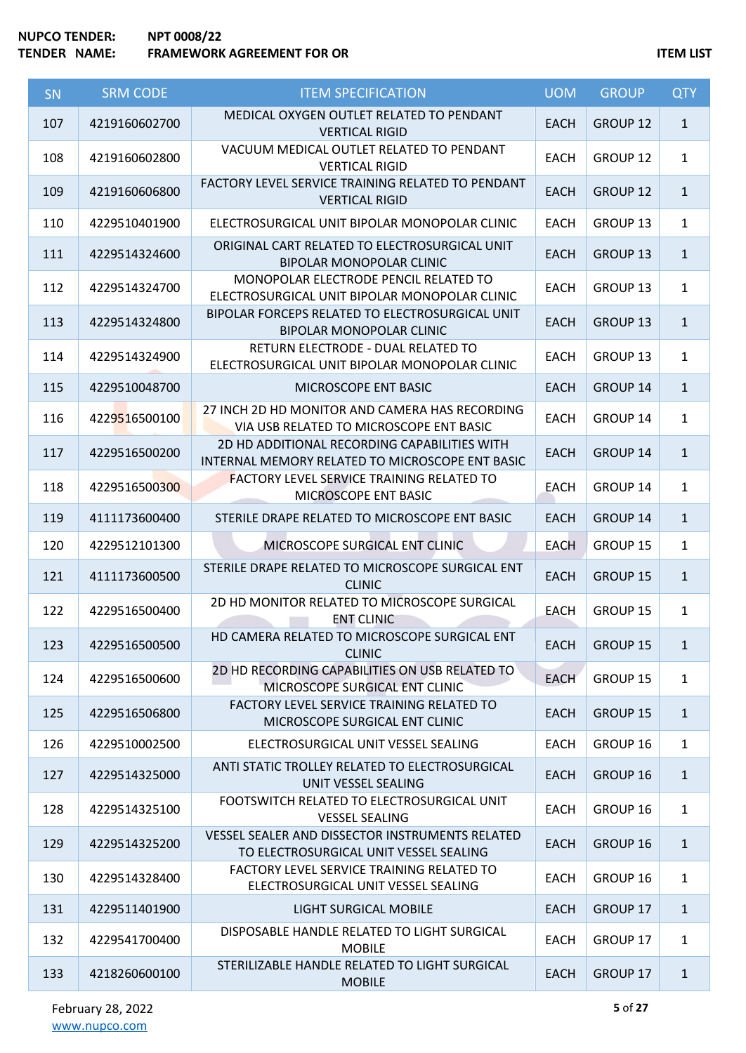**NUPCO TENDER:** **NPT 0008/22**
**TENDER NAME:** **FRAMEWORK AGREEMENT FOR OR** **ITEM LIST**

| SN | SRM CODE | ITEM SPECIFICATION | UOM | GROUP | QTY |
|---|---|---|---|---|---|
| 107 | 4219160602700 | MEDICAL OXYGEN OUTLET RELATED TO PENDANT VERTICAL RIGID | EACH | GROUP 12 | 1 |
| 108 | 4219160602800 | VACUUM MEDICAL OUTLET RELATED TO PENDANT VERTICAL RIGID | EACH | GROUP 12 | 1 |
| 109 | 4219160606800 | FACTORY LEVEL SERVICE TRAINING RELATED TO PENDANT VERTICAL RIGID | EACH | GROUP 12 | 1 |
| 110 | 4229510401900 | ELECTROSURGICAL UNIT BIPOLAR MONOPOLAR CLINIC | EACH | GROUP 13 | 1 |
| 111 | 4229514324600 | ORIGINAL CART RELATED TO ELECTROSURGICAL UNIT BIPOLAR MONOPOLAR CLINIC | EACH | GROUP 13 | 1 |
| 112 | 4229514324700 | MONOPOLAR ELECTRODE PENCIL RELATED TO ELECTROSURGICAL UNIT BIPOLAR MONOPOLAR CLINIC | EACH | GROUP 13 | 1 |
| 113 | 4229514324800 | BIPOLAR FORCEPS RELATED TO ELECTROSURGICAL UNIT BIPOLAR MONOPOLAR CLINIC | EACH | GROUP 13 | 1 |
| 114 | 4229514324900 | RETURN ELECTRODE - DUAL RELATED TO ELECTROSURGICAL UNIT BIPOLAR MONOPOLAR CLINIC | EACH | GROUP 13 | 1 |
| 115 | 4229510048700 | MICROSCOPE ENT BASIC | EACH | GROUP 14 | 1 |
| 116 | 4229516500100 | 27 INCH 2D HD MONITOR AND CAMERA HAS RECORDING VIA USB RELATED TO MICROSCOPE ENT BASIC | EACH | GROUP 14 | 1 |
| 117 | 4229516500200 | 2D HD ADDITIONAL RECORDING CAPABILITIES WITH INTERNAL MEMORY RELATED TO MICROSCOPE ENT BASIC | EACH | GROUP 14 | 1 |
| 118 | 4229516500300 | FACTORY LEVEL SERVICE TRAINING RELATED TO MICROSCOPE ENT BASIC | EACH | GROUP 14 | 1 |
| 119 | 4111173600400 | STERILE DRAPE RELATED TO MICROSCOPE ENT BASIC | EACH | GROUP 14 | 1 |
| 120 | 4229512101300 | MICROSCOPE SURGICAL ENT CLINIC | EACH | GROUP 15 | 1 |
| 121 | 4111173600500 | STERILE DRAPE RELATED TO MICROSCOPE SURGICAL ENT CLINIC | EACH | GROUP 15 | 1 |
| 122 | 4229516500400 | 2D HD MONITOR RELATED TO MICROSCOPE SURGICAL ENT CLINIC | EACH | GROUP 15 | 1 |
| 123 | 4229516500500 | HD CAMERA RELATED TO MICROSCOPE SURGICAL ENT CLINIC | EACH | GROUP 15 | 1 |
| 124 | 4229516500600 | 2D HD RECORDING CAPABILITIES ON USB RELATED TO MICROSCOPE SURGICAL ENT CLINIC | EACH | GROUP 15 | 1 |
| 125 | 4229516506800 | FACTORY LEVEL SERVICE TRAINING RELATED TO MICROSCOPE SURGICAL ENT CLINIC | EACH | GROUP 15 | 1 |
| 126 | 4229510002500 | ELECTROSURGICAL UNIT VESSEL SEALING | EACH | GROUP 16 | 1 |
| 127 | 4229514325000 | ANTI STATIC TROLLEY RELATED TO ELECTROSURGICAL UNIT VESSEL SEALING | EACH | GROUP 16 | 1 |
| 128 | 4229514325100 | FOOTSWITCH RELATED TO ELECTROSURGICAL UNIT VESSEL SEALING | EACH | GROUP 16 | 1 |
| 129 | 4229514325200 | VESSEL SEALER AND DISSECTOR INSTRUMENTS RELATED TO ELECTROSURGICAL UNIT VESSEL SEALING | EACH | GROUP 16 | 1 |
| 130 | 4229514328400 | FACTORY LEVEL SERVICE TRAINING RELATED TO ELECTROSURGICAL UNIT VESSEL SEALING | EACH | GROUP 16 | 1 |
| 131 | 4229511401900 | LIGHT SURGICAL MOBILE | EACH | GROUP 17 | 1 |
| 132 | 4229541700400 | DISPOSABLE HANDLE RELATED TO LIGHT SURGICAL MOBILE | EACH | GROUP 17 | 1 |
| 133 | 4218260600100 | STERILIZABLE HANDLE RELATED TO LIGHT SURGICAL MOBILE | EACH | GROUP 17 | 1 |

February 28, 2022
www.nupco.com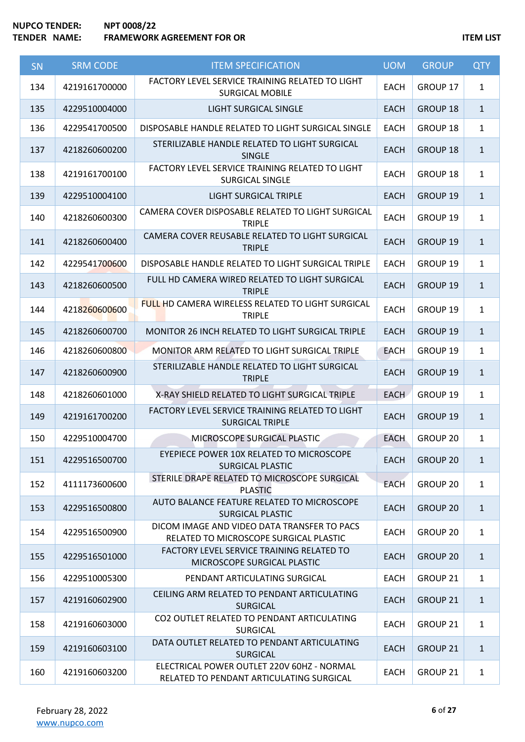**NUPCO TENDER:** NPT 0008/22
**TENDER NAME:** FRAMEWORK AGREEMENT FOR OR

**ITEM LIST**

| SN | SRM CODE | ITEM SPECIFICATION | UOM | GROUP | QTY |
|---|---|---|---|---|---|
| 134 | 4219161700000 | FACTORY LEVEL SERVICE TRAINING RELATED TO LIGHT SURGICAL MOBILE | EACH | GROUP 17 | 1 |
| 135 | 4229510004000 | LIGHT SURGICAL SINGLE | EACH | GROUP 18 | 1 |
| 136 | 4229541700500 | DISPOSABLE HANDLE RELATED TO LIGHT SURGICAL SINGLE | EACH | GROUP 18 | 1 |
| 137 | 4218260600200 | STERILIZABLE HANDLE RELATED TO LIGHT SURGICAL SINGLE | EACH | GROUP 18 | 1 |
| 138 | 4219161700100 | FACTORY LEVEL SERVICE TRAINING RELATED TO LIGHT SURGICAL SINGLE | EACH | GROUP 18 | 1 |
| 139 | 4229510004100 | LIGHT SURGICAL TRIPLE | EACH | GROUP 19 | 1 |
| 140 | 4218260600300 | CAMERA COVER DISPOSABLE RELATED TO LIGHT SURGICAL TRIPLE | EACH | GROUP 19 | 1 |
| 141 | 4218260600400 | CAMERA COVER REUSABLE RELATED TO LIGHT SURGICAL TRIPLE | EACH | GROUP 19 | 1 |
| 142 | 4229541700600 | DISPOSABLE HANDLE RELATED TO LIGHT SURGICAL TRIPLE | EACH | GROUP 19 | 1 |
| 143 | 4218260600500 | FULL HD CAMERA WIRED RELATED TO LIGHT SURGICAL TRIPLE | EACH | GROUP 19 | 1 |
| 144 | 4218260600600 | FULL HD CAMERA WIRELESS RELATED TO LIGHT SURGICAL TRIPLE | EACH | GROUP 19 | 1 |
| 145 | 4218260600700 | MONITOR 26 INCH RELATED TO LIGHT SURGICAL TRIPLE | EACH | GROUP 19 | 1 |
| 146 | 4218260600800 | MONITOR ARM RELATED TO LIGHT SURGICAL TRIPLE | EACH | GROUP 19 | 1 |
| 147 | 4218260600900 | STERILIZABLE HANDLE RELATED TO LIGHT SURGICAL TRIPLE | EACH | GROUP 19 | 1 |
| 148 | 4218260601000 | X-RAY SHIELD RELATED TO LIGHT SURGICAL TRIPLE | EACH | GROUP 19 | 1 |
| 149 | 4219161700200 | FACTORY LEVEL SERVICE TRAINING RELATED TO LIGHT SURGICAL TRIPLE | EACH | GROUP 19 | 1 |
| 150 | 4229510004700 | MICROSCOPE SURGICAL PLASTIC | EACH | GROUP 20 | 1 |
| 151 | 4229516500700 | EYEPIECE POWER 10X RELATED TO MICROSCOPE SURGICAL PLASTIC | EACH | GROUP 20 | 1 |
| 152 | 4111173600600 | STERILE DRAPE RELATED TO MICROSCOPE SURGICAL PLASTIC | EACH | GROUP 20 | 1 |
| 153 | 4229516500800 | AUTO BALANCE FEATURE RELATED TO MICROSCOPE SURGICAL PLASTIC | EACH | GROUP 20 | 1 |
| 154 | 4229516500900 | DICOM IMAGE AND VIDEO DATA TRANSFER TO PACS RELATED TO MICROSCOPE SURGICAL PLASTIC | EACH | GROUP 20 | 1 |
| 155 | 4229516501000 | FACTORY LEVEL SERVICE TRAINING RELATED TO MICROSCOPE SURGICAL PLASTIC | EACH | GROUP 20 | 1 |
| 156 | 4229510005300 | PENDANT ARTICULATING SURGICAL | EACH | GROUP 21 | 1 |
| 157 | 4219160602900 | CEILING ARM RELATED TO PENDANT ARTICULATING SURGICAL | EACH | GROUP 21 | 1 |
| 158 | 4219160603000 | CO2 OUTLET RELATED TO PENDANT ARTICULATING SURGICAL | EACH | GROUP 21 | 1 |
| 159 | 4219160603100 | DATA OUTLET RELATED TO PENDANT ARTICULATING SURGICAL | EACH | GROUP 21 | 1 |
| 160 | 4219160603200 | ELECTRICAL POWER OUTLET 220V 60HZ - NORMAL RELATED TO PENDANT ARTICULATING SURGICAL | EACH | GROUP 21 | 1 |

February 28, 2022
www.nupco.com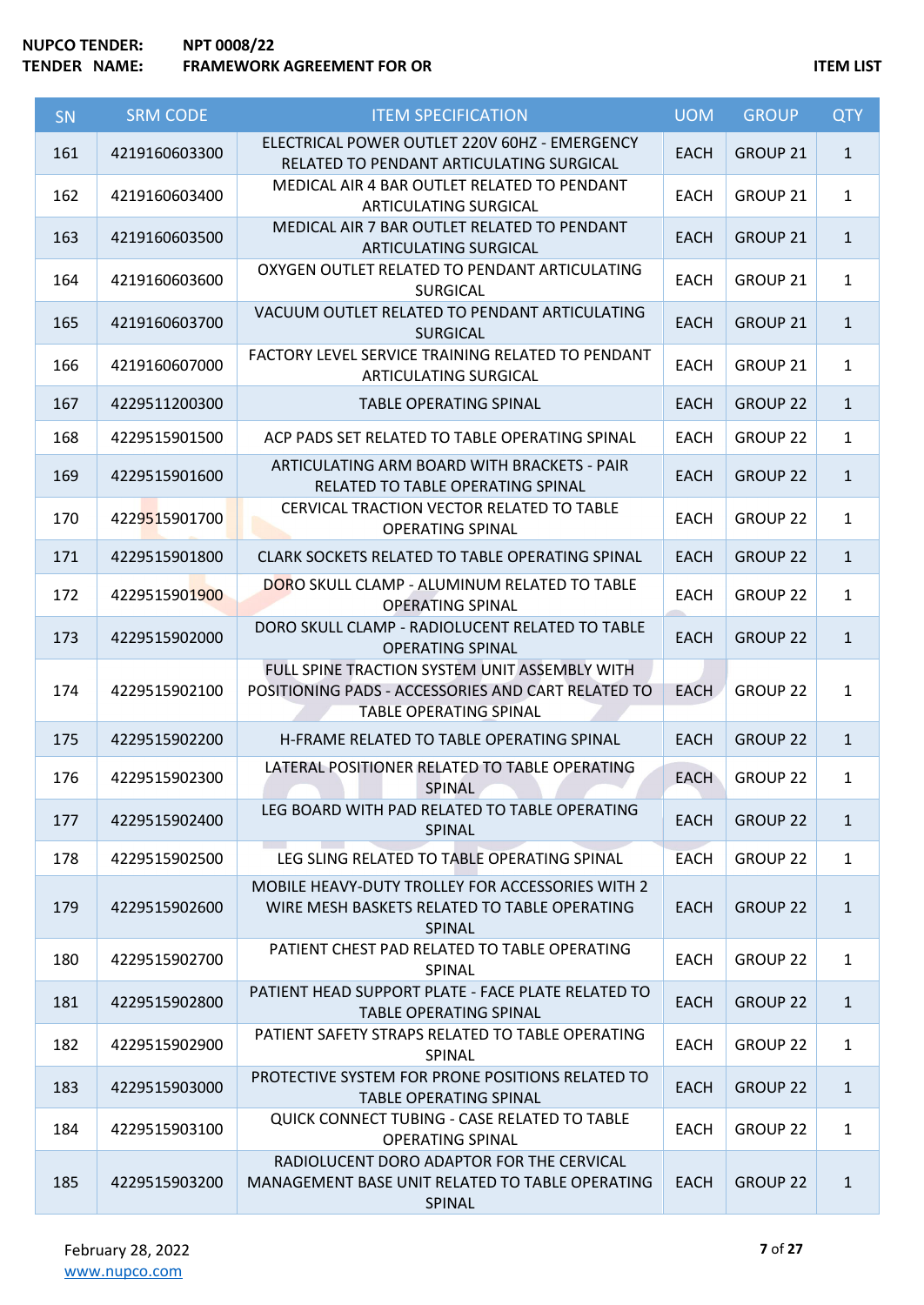**NUPCO TENDER:** NPT 0008/22
**TENDER NAME:** FRAMEWORK AGREEMENT FOR OR

**ITEM LIST**

| SN | SRM CODE | ITEM SPECIFICATION | UOM | GROUP | QTY |
|---|---|---|---|---|---|
| 161 | 4219160603300 | ELECTRICAL POWER OUTLET 220V 60HZ - EMERGENCY RELATED TO PENDANT ARTICULATING SURGICAL | EACH | GROUP 21 | 1 |
| 162 | 4219160603400 | MEDICAL AIR 4 BAR OUTLET RELATED TO PENDANT ARTICULATING SURGICAL | EACH | GROUP 21 | 1 |
| 163 | 4219160603500 | MEDICAL AIR 7 BAR OUTLET RELATED TO PENDANT ARTICULATING SURGICAL | EACH | GROUP 21 | 1 |
| 164 | 4219160603600 | OXYGEN OUTLET RELATED TO PENDANT ARTICULATING SURGICAL | EACH | GROUP 21 | 1 |
| 165 | 4219160603700 | VACUUM OUTLET RELATED TO PENDANT ARTICULATING SURGICAL | EACH | GROUP 21 | 1 |
| 166 | 4219160607000 | FACTORY LEVEL SERVICE TRAINING RELATED TO PENDANT ARTICULATING SURGICAL | EACH | GROUP 21 | 1 |
| 167 | 4229511200300 | TABLE OPERATING SPINAL | EACH | GROUP 22 | 1 |
| 168 | 4229515901500 | ACP PADS SET RELATED TO TABLE OPERATING SPINAL | EACH | GROUP 22 | 1 |
| 169 | 4229515901600 | ARTICULATING ARM BOARD WITH BRACKETS - PAIR RELATED TO TABLE OPERATING SPINAL | EACH | GROUP 22 | 1 |
| 170 | 4229515901700 | CERVICAL TRACTION VECTOR RELATED TO TABLE OPERATING SPINAL | EACH | GROUP 22 | 1 |
| 171 | 4229515901800 | CLARK SOCKETS RELATED TO TABLE OPERATING SPINAL | EACH | GROUP 22 | 1 |
| 172 | 4229515901900 | DORO SKULL CLAMP - ALUMINUM RELATED TO TABLE OPERATING SPINAL | EACH | GROUP 22 | 1 |
| 173 | 4229515902000 | DORO SKULL CLAMP - RADIOLUCENT RELATED TO TABLE OPERATING SPINAL | EACH | GROUP 22 | 1 |
| 174 | 4229515902100 | FULL SPINE TRACTION SYSTEM UNIT ASSEMBLY WITH POSITIONING PADS - ACCESSORIES AND CART RELATED TO TABLE OPERATING SPINAL | EACH | GROUP 22 | 1 |
| 175 | 4229515902200 | H-FRAME RELATED TO TABLE OPERATING SPINAL | EACH | GROUP 22 | 1 |
| 176 | 4229515902300 | LATERAL POSITIONER RELATED TO TABLE OPERATING SPINAL | EACH | GROUP 22 | 1 |
| 177 | 4229515902400 | LEG BOARD WITH PAD RELATED TO TABLE OPERATING SPINAL | EACH | GROUP 22 | 1 |
| 178 | 4229515902500 | LEG SLING RELATED TO TABLE OPERATING SPINAL | EACH | GROUP 22 | 1 |
| 179 | 4229515902600 | MOBILE HEAVY-DUTY TROLLEY FOR ACCESSORIES WITH 2 WIRE MESH BASKETS RELATED TO TABLE OPERATING SPINAL | EACH | GROUP 22 | 1 |
| 180 | 4229515902700 | PATIENT CHEST PAD RELATED TO TABLE OPERATING SPINAL | EACH | GROUP 22 | 1 |
| 181 | 4229515902800 | PATIENT HEAD SUPPORT PLATE - FACE PLATE RELATED TO TABLE OPERATING SPINAL | EACH | GROUP 22 | 1 |
| 182 | 4229515902900 | PATIENT SAFETY STRAPS RELATED TO TABLE OPERATING SPINAL | EACH | GROUP 22 | 1 |
| 183 | 4229515903000 | PROTECTIVE SYSTEM FOR PRONE POSITIONS RELATED TO TABLE OPERATING SPINAL | EACH | GROUP 22 | 1 |
| 184 | 4229515903100 | QUICK CONNECT TUBING - CASE RELATED TO TABLE OPERATING SPINAL | EACH | GROUP 22 | 1 |
| 185 | 4229515903200 | RADIOLUCENT DORO ADAPTOR FOR THE CERVICAL MANAGEMENT BASE UNIT RELATED TO TABLE OPERATING SPINAL | EACH | GROUP 22 | 1 |

February 28, 2022
www.nupco.com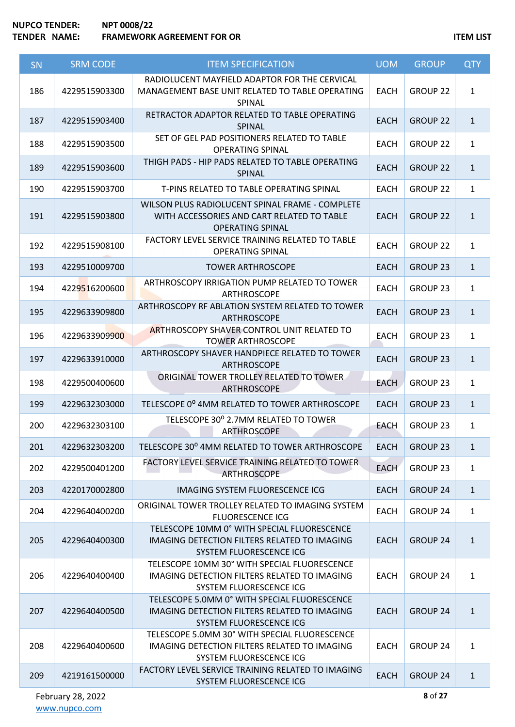NUPCO TENDER: NPT 0008/22
TENDER NAME: FRAMEWORK AGREEMENT FOR OR

ITEM LIST

| SN | SRM CODE | ITEM SPECIFICATION | UOM | GROUP | QTY |
|---|---|---|---|---|---|
| 186 | 4229515903300 | RADIOLUCENT MAYFIELD ADAPTOR FOR THE CERVICAL MANAGEMENT BASE UNIT RELATED TO TABLE OPERATING SPINAL | EACH | GROUP 22 | 1 |
| 187 | 4229515903400 | RETRACTOR ADAPTOR RELATED TO TABLE OPERATING SPINAL | EACH | GROUP 22 | 1 |
| 188 | 4229515903500 | SET OF GEL PAD POSITIONERS RELATED TO TABLE OPERATING SPINAL | EACH | GROUP 22 | 1 |
| 189 | 4229515903600 | THIGH PADS - HIP PADS RELATED TO TABLE OPERATING SPINAL | EACH | GROUP 22 | 1 |
| 190 | 4229515903700 | T-PINS RELATED TO TABLE OPERATING SPINAL | EACH | GROUP 22 | 1 |
| 191 | 4229515903800 | WILSON PLUS RADIOLUCENT SPINAL FRAME - COMPLETE WITH ACCESSORIES AND CART RELATED TO TABLE OPERATING SPINAL | EACH | GROUP 22 | 1 |
| 192 | 4229515908100 | FACTORY LEVEL SERVICE TRAINING RELATED TO TABLE OPERATING SPINAL | EACH | GROUP 22 | 1 |
| 193 | 4229510009700 | TOWER ARTHROSCOPE | EACH | GROUP 23 | 1 |
| 194 | 4229516200600 | ARTHROSCOPY IRRIGATION PUMP RELATED TO TOWER ARTHROSCOPE | EACH | GROUP 23 | 1 |
| 195 | 4229633909800 | ARTHROSCOPY RF ABLATION SYSTEM RELATED TO TOWER ARTHROSCOPE | EACH | GROUP 23 | 1 |
| 196 | 4229633909900 | ARTHROSCOPY SHAVER CONTROL UNIT RELATED TO TOWER ARTHROSCOPE | EACH | GROUP 23 | 1 |
| 197 | 4229633910000 | ARTHROSCOPY SHAVER HANDPIECE RELATED TO TOWER ARTHROSCOPE | EACH | GROUP 23 | 1 |
| 198 | 4229500400600 | ORIGINAL TOWER TROLLEY RELATED TO TOWER ARTHROSCOPE | EACH | GROUP 23 | 1 |
| 199 | 4229632303000 | TELESCOPE 0⁰ 4MM RELATED TO TOWER ARTHROSCOPE | EACH | GROUP 23 | 1 |
| 200 | 4229632303100 | TELESCOPE 30⁰ 2.7MM RELATED TO TOWER ARTHROSCOPE | EACH | GROUP 23 | 1 |
| 201 | 4229632303200 | TELESCOPE 30⁰ 4MM RELATED TO TOWER ARTHROSCOPE | EACH | GROUP 23 | 1 |
| 202 | 4229500401200 | FACTORY LEVEL SERVICE TRAINING RELATED TO TOWER ARTHROSCOPE | EACH | GROUP 23 | 1 |
| 203 | 4220170002800 | IMAGING SYSTEM FLUORESCENCE ICG | EACH | GROUP 24 | 1 |
| 204 | 4229640400200 | ORIGINAL TOWER TROLLEY RELATED TO IMAGING SYSTEM FLUORESCENCE ICG | EACH | GROUP 24 | 1 |
| 205 | 4229640400300 | TELESCOPE 10MM 0° WITH SPECIAL FLUORESCENCE IMAGING DETECTION FILTERS RELATED TO IMAGING SYSTEM FLUORESCENCE ICG | EACH | GROUP 24 | 1 |
| 206 | 4229640400400 | TELESCOPE 10MM 30° WITH SPECIAL FLUORESCENCE IMAGING DETECTION FILTERS RELATED TO IMAGING SYSTEM FLUORESCENCE ICG | EACH | GROUP 24 | 1 |
| 207 | 4229640400500 | TELESCOPE 5.0MM 0° WITH SPECIAL FLUORESCENCE IMAGING DETECTION FILTERS RELATED TO IMAGING SYSTEM FLUORESCENCE ICG | EACH | GROUP 24 | 1 |
| 208 | 4229640400600 | TELESCOPE 5.0MM 30° WITH SPECIAL FLUORESCENCE IMAGING DETECTION FILTERS RELATED TO IMAGING SYSTEM FLUORESCENCE ICG | EACH | GROUP 24 | 1 |
| 209 | 4219161500000 | FACTORY LEVEL SERVICE TRAINING RELATED TO IMAGING SYSTEM FLUORESCENCE ICG | EACH | GROUP 24 | 1 |

February 28, 2022
www.nupco.com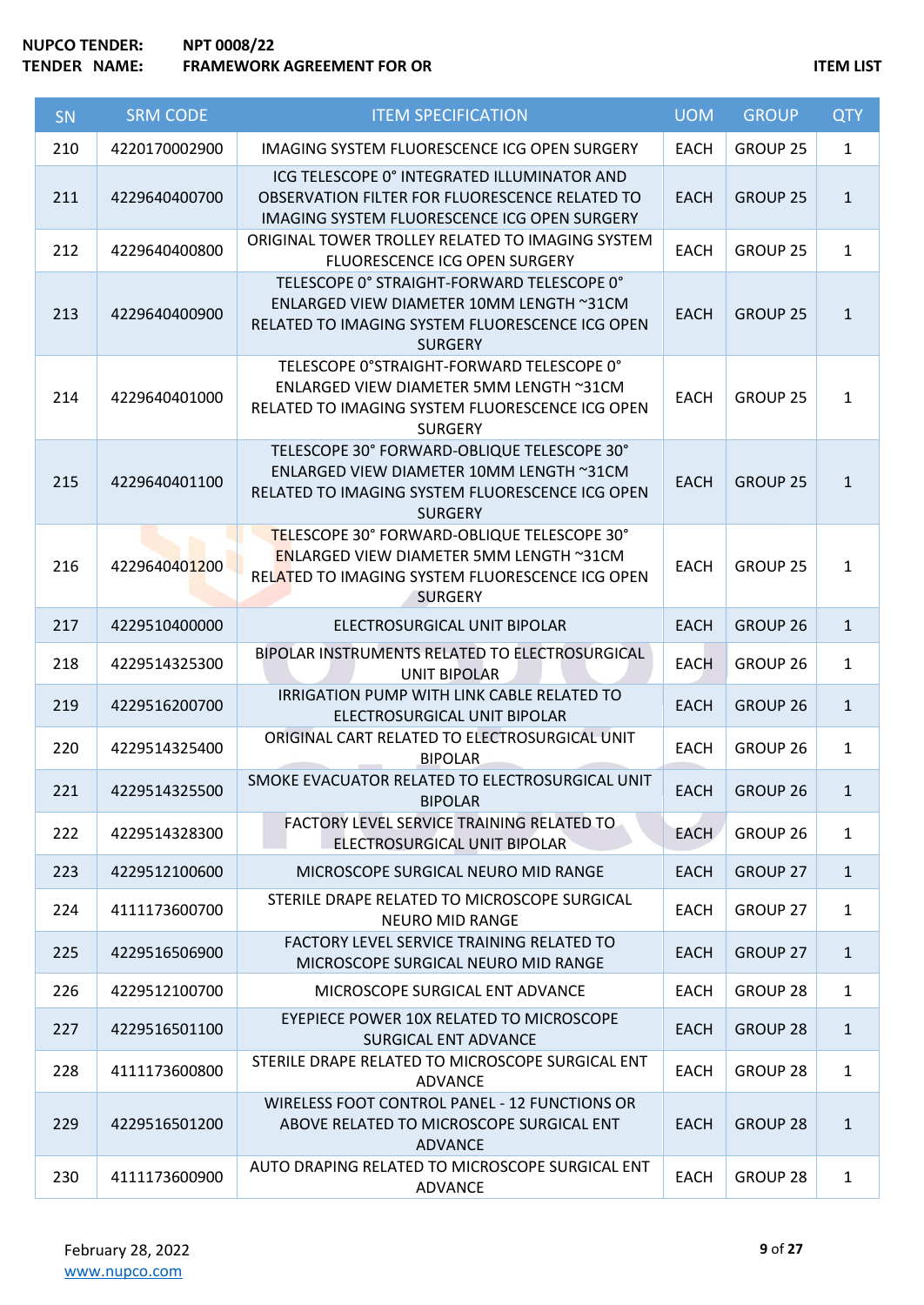**NUPCO TENDER:** **NPT 0008/22**
**TENDER NAME:** **FRAMEWORK AGREEMENT FOR OR** **ITEM LIST**

| SN | SRM CODE | ITEM SPECIFICATION | UOM | GROUP | QTY |
|---|---|---|---|---|---|
| 210 | 4220170002900 | IMAGING SYSTEM FLUORESCENCE ICG OPEN SURGERY | EACH | GROUP 25 | 1 |
| 211 | 4229640400700 | ICG TELESCOPE 0° INTEGRATED ILLUMINATOR AND OBSERVATION FILTER FOR FLUORESCENCE RELATED TO IMAGING SYSTEM FLUORESCENCE ICG OPEN SURGERY | EACH | GROUP 25 | 1 |
| 212 | 4229640400800 | ORIGINAL TOWER TROLLEY RELATED TO IMAGING SYSTEM FLUORESCENCE ICG OPEN SURGERY | EACH | GROUP 25 | 1 |
| 213 | 4229640400900 | TELESCOPE 0° STRAIGHT-FORWARD TELESCOPE 0° ENLARGED VIEW DIAMETER 10MM LENGTH ~31CM RELATED TO IMAGING SYSTEM FLUORESCENCE ICG OPEN SURGERY | EACH | GROUP 25 | 1 |
| 214 | 4229640401000 | TELESCOPE 0°STRAIGHT-FORWARD TELESCOPE 0° ENLARGED VIEW DIAMETER 5MM LENGTH ~31CM RELATED TO IMAGING SYSTEM FLUORESCENCE ICG OPEN SURGERY | EACH | GROUP 25 | 1 |
| 215 | 4229640401100 | TELESCOPE 30° FORWARD-OBLIQUE TELESCOPE 30° ENLARGED VIEW DIAMETER 10MM LENGTH ~31CM RELATED TO IMAGING SYSTEM FLUORESCENCE ICG OPEN SURGERY | EACH | GROUP 25 | 1 |
| 216 | 4229640401200 | TELESCOPE 30° FORWARD-OBLIQUE TELESCOPE 30° ENLARGED VIEW DIAMETER 5MM LENGTH ~31CM RELATED TO IMAGING SYSTEM FLUORESCENCE ICG OPEN SURGERY | EACH | GROUP 25 | 1 |
| 217 | 4229510400000 | ELECTROSURGICAL UNIT BIPOLAR | EACH | GROUP 26 | 1 |
| 218 | 4229514325300 | BIPOLAR INSTRUMENTS RELATED TO ELECTROSURGICAL UNIT BIPOLAR | EACH | GROUP 26 | 1 |
| 219 | 4229516200700 | IRRIGATION PUMP WITH LINK CABLE RELATED TO ELECTROSURGICAL UNIT BIPOLAR | EACH | GROUP 26 | 1 |
| 220 | 4229514325400 | ORIGINAL CART RELATED TO ELECTROSURGICAL UNIT BIPOLAR | EACH | GROUP 26 | 1 |
| 221 | 4229514325500 | SMOKE EVACUATOR RELATED TO ELECTROSURGICAL UNIT BIPOLAR | EACH | GROUP 26 | 1 |
| 222 | 4229514328300 | FACTORY LEVEL SERVICE TRAINING RELATED TO ELECTROSURGICAL UNIT BIPOLAR | EACH | GROUP 26 | 1 |
| 223 | 4229512100600 | MICROSCOPE SURGICAL NEURO MID RANGE | EACH | GROUP 27 | 1 |
| 224 | 4111173600700 | STERILE DRAPE RELATED TO MICROSCOPE SURGICAL NEURO MID RANGE | EACH | GROUP 27 | 1 |
| 225 | 4229516506900 | FACTORY LEVEL SERVICE TRAINING RELATED TO MICROSCOPE SURGICAL NEURO MID RANGE | EACH | GROUP 27 | 1 |
| 226 | 4229512100700 | MICROSCOPE SURGICAL ENT ADVANCE | EACH | GROUP 28 | 1 |
| 227 | 4229516501100 | EYEPIECE POWER 10X RELATED TO MICROSCOPE SURGICAL ENT ADVANCE | EACH | GROUP 28 | 1 |
| 228 | 4111173600800 | STERILE DRAPE RELATED TO MICROSCOPE SURGICAL ENT ADVANCE | EACH | GROUP 28 | 1 |
| 229 | 4229516501200 | WIRELESS FOOT CONTROL PANEL - 12 FUNCTIONS OR ABOVE RELATED TO MICROSCOPE SURGICAL ENT ADVANCE | EACH | GROUP 28 | 1 |
| 230 | 4111173600900 | AUTO DRAPING RELATED TO MICROSCOPE SURGICAL ENT ADVANCE | EACH | GROUP 28 | 1 |

February 28, 2022
www.nupco.com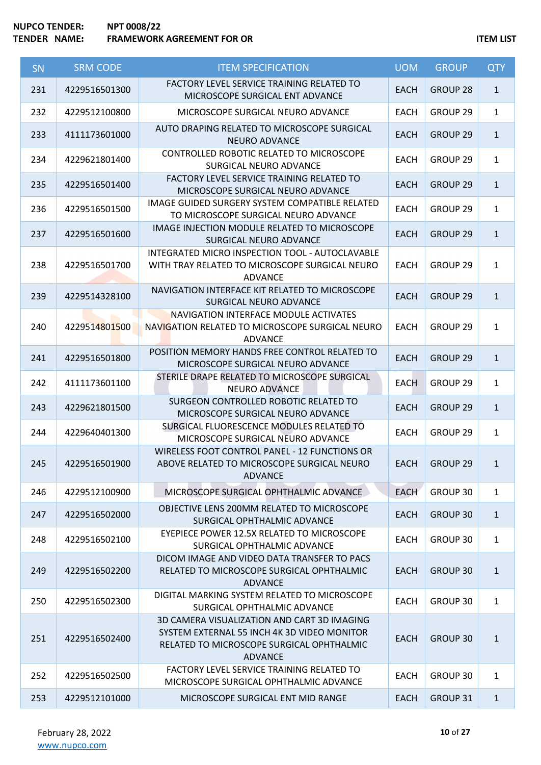**NUPCO TENDER:** NPT 0008/22
**TENDER NAME:** FRAMEWORK AGREEMENT FOR OR

**ITEM LIST**

| SN | SRM CODE | ITEM SPECIFICATION | UOM | GROUP | QTY |
|---|---|---|---|---|---|
| 231 | 4229516501300 | FACTORY LEVEL SERVICE TRAINING RELATED TO MICROSCOPE SURGICAL ENT ADVANCE | EACH | GROUP 28 | 1 |
| 232 | 4229512100800 | MICROSCOPE SURGICAL NEURO ADVANCE | EACH | GROUP 29 | 1 |
| 233 | 4111173601000 | AUTO DRAPING RELATED TO MICROSCOPE SURGICAL NEURO ADVANCE | EACH | GROUP 29 | 1 |
| 234 | 4229621801400 | CONTROLLED ROBOTIC RELATED TO MICROSCOPE SURGICAL NEURO ADVANCE | EACH | GROUP 29 | 1 |
| 235 | 4229516501400 | FACTORY LEVEL SERVICE TRAINING RELATED TO MICROSCOPE SURGICAL NEURO ADVANCE | EACH | GROUP 29 | 1 |
| 236 | 4229516501500 | IMAGE GUIDED SURGERY SYSTEM COMPATIBLE RELATED TO MICROSCOPE SURGICAL NEURO ADVANCE | EACH | GROUP 29 | 1 |
| 237 | 4229516501600 | IMAGE INJECTION MODULE RELATED TO MICROSCOPE SURGICAL NEURO ADVANCE | EACH | GROUP 29 | 1 |
| 238 | 4229516501700 | INTEGRATED MICRO INSPECTION TOOL - AUTOCLAVABLE WITH TRAY RELATED TO MICROSCOPE SURGICAL NEURO ADVANCE | EACH | GROUP 29 | 1 |
| 239 | 4229514328100 | NAVIGATION INTERFACE KIT RELATED TO MICROSCOPE SURGICAL NEURO ADVANCE | EACH | GROUP 29 | 1 |
| 240 | 4229514801500 | NAVIGATION INTERFACE MODULE ACTIVATES NAVIGATION RELATED TO MICROSCOPE SURGICAL NEURO ADVANCE | EACH | GROUP 29 | 1 |
| 241 | 4229516501800 | POSITION MEMORY HANDS FREE CONTROL RELATED TO MICROSCOPE SURGICAL NEURO ADVANCE | EACH | GROUP 29 | 1 |
| 242 | 4111173601100 | STERILE DRAPE RELATED TO MICROSCOPE SURGICAL NEURO ADVANCE | EACH | GROUP 29 | 1 |
| 243 | 4229621801500 | SURGEON CONTROLLED ROBOTIC RELATED TO MICROSCOPE SURGICAL NEURO ADVANCE | EACH | GROUP 29 | 1 |
| 244 | 4229640401300 | SURGICAL FLUORESCENCE MODULES RELATED TO MICROSCOPE SURGICAL NEURO ADVANCE | EACH | GROUP 29 | 1 |
| 245 | 4229516501900 | WIRELESS FOOT CONTROL PANEL - 12 FUNCTIONS OR ABOVE RELATED TO MICROSCOPE SURGICAL NEURO ADVANCE | EACH | GROUP 29 | 1 |
| 246 | 4229512100900 | MICROSCOPE SURGICAL OPHTHALMIC ADVANCE | EACH | GROUP 30 | 1 |
| 247 | 4229516502000 | OBJECTIVE LENS 200MM RELATED TO MICROSCOPE SURGICAL OPHTHALMIC ADVANCE | EACH | GROUP 30 | 1 |
| 248 | 4229516502100 | EYEPIECE POWER 12.5X RELATED TO MICROSCOPE SURGICAL OPHTHALMIC ADVANCE | EACH | GROUP 30 | 1 |
| 249 | 4229516502200 | DICOM IMAGE AND VIDEO DATA TRANSFER TO PACS RELATED TO MICROSCOPE SURGICAL OPHTHALMIC ADVANCE | EACH | GROUP 30 | 1 |
| 250 | 4229516502300 | DIGITAL MARKING SYSTEM RELATED TO MICROSCOPE SURGICAL OPHTHALMIC ADVANCE | EACH | GROUP 30 | 1 |
| 251 | 4229516502400 | 3D CAMERA VISUALIZATION AND CART 3D IMAGING SYSTEM EXTERNAL 55 INCH 4K 3D VIDEO MONITOR RELATED TO MICROSCOPE SURGICAL OPHTHALMIC ADVANCE | EACH | GROUP 30 | 1 |
| 252 | 4229516502500 | FACTORY LEVEL SERVICE TRAINING RELATED TO MICROSCOPE SURGICAL OPHTHALMIC ADVANCE | EACH | GROUP 30 | 1 |
| 253 | 4229512101000 | MICROSCOPE SURGICAL ENT MID RANGE | EACH | GROUP 31 | 1 |

February 28, 2022
www.nupco.com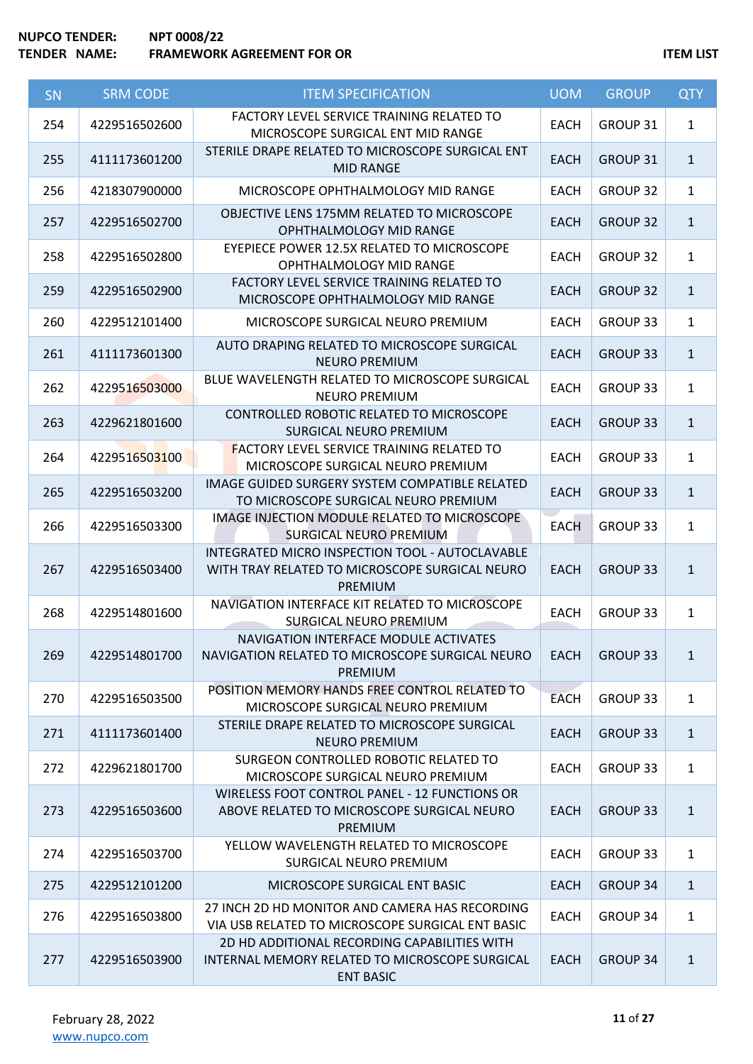| SN | SRM CODE | ITEM SPECIFICATION | UOM | GROUP | QTY |
|---|---|---|---|---|---|
| 254 | 4229516502600 | FACTORY LEVEL SERVICE TRAINING RELATED TO MICROSCOPE SURGICAL ENT MID RANGE | EACH | GROUP 31 | 1 |
| 255 | 4111173601200 | STERILE DRAPE RELATED TO MICROSCOPE SURGICAL ENT MID RANGE | EACH | GROUP 31 | 1 |
| 256 | 4218307900000 | MICROSCOPE OPHTHALMOLOGY MID RANGE | EACH | GROUP 32 | 1 |
| 257 | 4229516502700 | OBJECTIVE LENS 175MM RELATED TO MICROSCOPE OPHTHALMOLOGY MID RANGE | EACH | GROUP 32 | 1 |
| 258 | 4229516502800 | EYEPIECE POWER 12.5X RELATED TO MICROSCOPE OPHTHALMOLOGY MID RANGE | EACH | GROUP 32 | 1 |
| 259 | 4229516502900 | FACTORY LEVEL SERVICE TRAINING RELATED TO MICROSCOPE OPHTHALMOLOGY MID RANGE | EACH | GROUP 32 | 1 |
| 260 | 4229512101400 | MICROSCOPE SURGICAL NEURO PREMIUM | EACH | GROUP 33 | 1 |
| 261 | 4111173601300 | AUTO DRAPING RELATED TO MICROSCOPE SURGICAL NEURO PREMIUM | EACH | GROUP 33 | 1 |
| 262 | 4229516503000 | BLUE WAVELENGTH RELATED TO MICROSCOPE SURGICAL NEURO PREMIUM | EACH | GROUP 33 | 1 |
| 263 | 4229621801600 | CONTROLLED ROBOTIC RELATED TO MICROSCOPE SURGICAL NEURO PREMIUM | EACH | GROUP 33 | 1 |
| 264 | 4229516503100 | FACTORY LEVEL SERVICE TRAINING RELATED TO MICROSCOPE SURGICAL NEURO PREMIUM | EACH | GROUP 33 | 1 |
| 265 | 4229516503200 | IMAGE GUIDED SURGERY SYSTEM COMPATIBLE RELATED TO MICROSCOPE SURGICAL NEURO PREMIUM | EACH | GROUP 33 | 1 |
| 266 | 4229516503300 | IMAGE INJECTION MODULE RELATED TO MICROSCOPE SURGICAL NEURO PREMIUM | EACH | GROUP 33 | 1 |
| 267 | 4229516503400 | INTEGRATED MICRO INSPECTION TOOL - AUTOCLAVABLE WITH TRAY RELATED TO MICROSCOPE SURGICAL NEURO PREMIUM | EACH | GROUP 33 | 1 |
| 268 | 4229514801600 | NAVIGATION INTERFACE KIT RELATED TO MICROSCOPE SURGICAL NEURO PREMIUM | EACH | GROUP 33 | 1 |
| 269 | 4229514801700 | NAVIGATION INTERFACE MODULE ACTIVATES NAVIGATION RELATED TO MICROSCOPE SURGICAL NEURO PREMIUM | EACH | GROUP 33 | 1 |
| 270 | 4229516503500 | POSITION MEMORY HANDS FREE CONTROL RELATED TO MICROSCOPE SURGICAL NEURO PREMIUM | EACH | GROUP 33 | 1 |
| 271 | 4111173601400 | STERILE DRAPE RELATED TO MICROSCOPE SURGICAL NEURO PREMIUM | EACH | GROUP 33 | 1 |
| 272 | 4229621801700 | SURGEON CONTROLLED ROBOTIC RELATED TO MICROSCOPE SURGICAL NEURO PREMIUM | EACH | GROUP 33 | 1 |
| 273 | 4229516503600 | WIRELESS FOOT CONTROL PANEL - 12 FUNCTIONS OR ABOVE RELATED TO MICROSCOPE SURGICAL NEURO PREMIUM | EACH | GROUP 33 | 1 |
| 274 | 4229516503700 | YELLOW WAVELENGTH RELATED TO MICROSCOPE SURGICAL NEURO PREMIUM | EACH | GROUP 33 | 1 |
| 275 | 4229512101200 | MICROSCOPE SURGICAL ENT BASIC | EACH | GROUP 34 | 1 |
| 276 | 4229516503800 | 27 INCH 2D HD MONITOR AND CAMERA HAS RECORDING VIA USB RELATED TO MICROSCOPE SURGICAL ENT BASIC | EACH | GROUP 34 | 1 |
| 277 | 4229516503900 | 2D HD ADDITIONAL RECORDING CAPABILITIES WITH INTERNAL MEMORY RELATED TO MICROSCOPE SURGICAL ENT BASIC | EACH | GROUP 34 | 1 |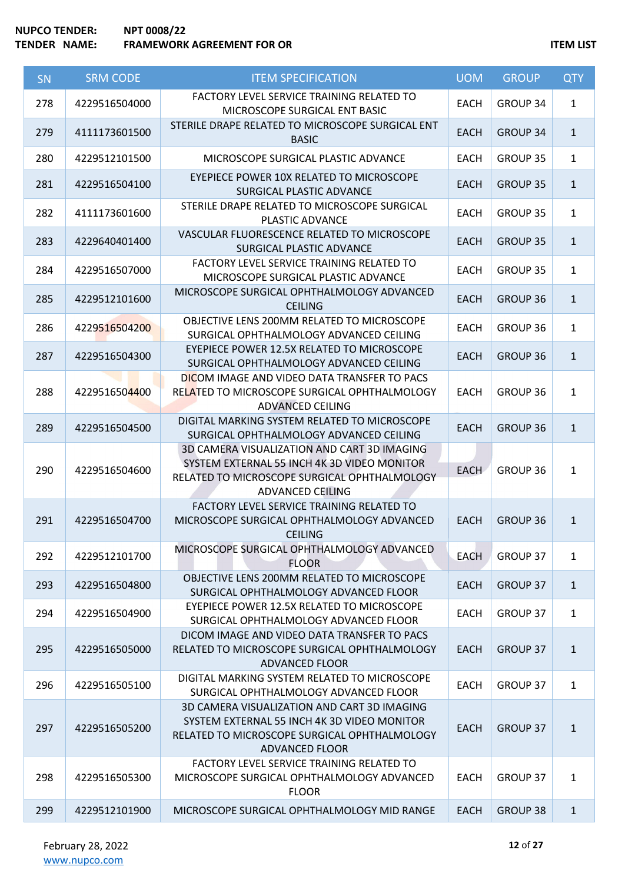**NUPCO TENDER:** **NPT 0008/22**
**TENDER NAME:** **FRAMEWORK AGREEMENT FOR OR** **ITEM LIST**

| SN | SRM CODE | ITEM SPECIFICATION | UOM | GROUP | QTY |
|---|---|---|---|---|---|
| 278 | 4229516504000 | FACTORY LEVEL SERVICE TRAINING RELATED TO MICROSCOPE SURGICAL ENT BASIC | EACH | GROUP 34 | 1 |
| 279 | 4111173601500 | STERILE DRAPE RELATED TO MICROSCOPE SURGICAL ENT BASIC | EACH | GROUP 34 | 1 |
| 280 | 4229512101500 | MICROSCOPE SURGICAL PLASTIC ADVANCE | EACH | GROUP 35 | 1 |
| 281 | 4229516504100 | EYEPIECE POWER 10X RELATED TO MICROSCOPE SURGICAL PLASTIC ADVANCE | EACH | GROUP 35 | 1 |
| 282 | 4111173601600 | STERILE DRAPE RELATED TO MICROSCOPE SURGICAL PLASTIC ADVANCE | EACH | GROUP 35 | 1 |
| 283 | 4229640401400 | VASCULAR FLUORESCENCE RELATED TO MICROSCOPE SURGICAL PLASTIC ADVANCE | EACH | GROUP 35 | 1 |
| 284 | 4229516507000 | FACTORY LEVEL SERVICE TRAINING RELATED TO MICROSCOPE SURGICAL PLASTIC ADVANCE | EACH | GROUP 35 | 1 |
| 285 | 4229512101600 | MICROSCOPE SURGICAL OPHTHALMOLOGY ADVANCED CEILING | EACH | GROUP 36 | 1 |
| 286 | 4229516504200 | OBJECTIVE LENS 200MM RELATED TO MICROSCOPE SURGICAL OPHTHALMOLOGY ADVANCED CEILING | EACH | GROUP 36 | 1 |
| 287 | 4229516504300 | EYEPIECE POWER 12.5X RELATED TO MICROSCOPE SURGICAL OPHTHALMOLOGY ADVANCED CEILING | EACH | GROUP 36 | 1 |
| 288 | 4229516504400 | DICOM IMAGE AND VIDEO DATA TRANSFER TO PACS RELATED TO MICROSCOPE SURGICAL OPHTHALMOLOGY ADVANCED CEILING | EACH | GROUP 36 | 1 |
| 289 | 4229516504500 | DIGITAL MARKING SYSTEM RELATED TO MICROSCOPE SURGICAL OPHTHALMOLOGY ADVANCED CEILING | EACH | GROUP 36 | 1 |
| 290 | 4229516504600 | 3D CAMERA VISUALIZATION AND CART 3D IMAGING SYSTEM EXTERNAL 55 INCH 4K 3D VIDEO MONITOR RELATED TO MICROSCOPE SURGICAL OPHTHALMOLOGY ADVANCED CEILING | EACH | GROUP 36 | 1 |
| 291 | 4229516504700 | FACTORY LEVEL SERVICE TRAINING RELATED TO MICROSCOPE SURGICAL OPHTHALMOLOGY ADVANCED CEILING | EACH | GROUP 36 | 1 |
| 292 | 4229512101700 | MICROSCOPE SURGICAL OPHTHALMOLOGY ADVANCED FLOOR | EACH | GROUP 37 | 1 |
| 293 | 4229516504800 | OBJECTIVE LENS 200MM RELATED TO MICROSCOPE SURGICAL OPHTHALMOLOGY ADVANCED FLOOR | EACH | GROUP 37 | 1 |
| 294 | 4229516504900 | EYEPIECE POWER 12.5X RELATED TO MICROSCOPE SURGICAL OPHTHALMOLOGY ADVANCED FLOOR | EACH | GROUP 37 | 1 |
| 295 | 4229516505000 | DICOM IMAGE AND VIDEO DATA TRANSFER TO PACS RELATED TO MICROSCOPE SURGICAL OPHTHALMOLOGY ADVANCED FLOOR | EACH | GROUP 37 | 1 |
| 296 | 4229516505100 | DIGITAL MARKING SYSTEM RELATED TO MICROSCOPE SURGICAL OPHTHALMOLOGY ADVANCED FLOOR | EACH | GROUP 37 | 1 |
| 297 | 4229516505200 | 3D CAMERA VISUALIZATION AND CART 3D IMAGING SYSTEM EXTERNAL 55 INCH 4K 3D VIDEO MONITOR RELATED TO MICROSCOPE SURGICAL OPHTHALMOLOGY ADVANCED FLOOR | EACH | GROUP 37 | 1 |
| 298 | 4229516505300 | FACTORY LEVEL SERVICE TRAINING RELATED TO MICROSCOPE SURGICAL OPHTHALMOLOGY ADVANCED FLOOR | EACH | GROUP 37 | 1 |
| 299 | 4229512101900 | MICROSCOPE SURGICAL OPHTHALMOLOGY MID RANGE | EACH | GROUP 38 | 1 |

February 28, 2022
www.nupco.com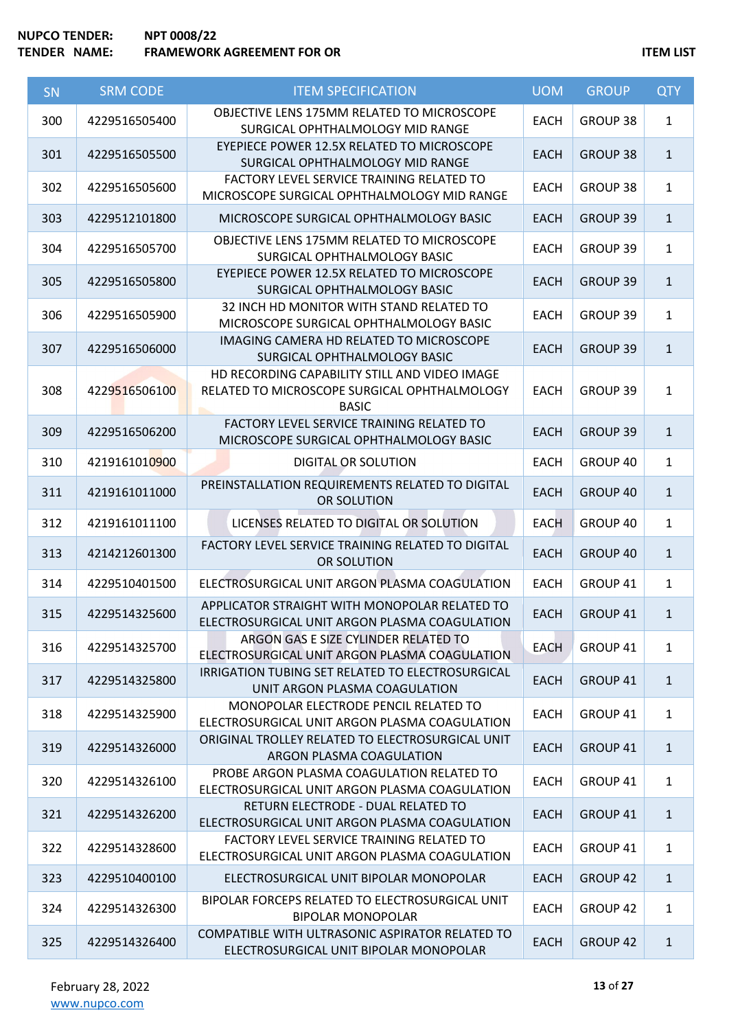NUPCO TENDER: NPT 0008/22
TENDER NAME: FRAMEWORK AGREEMENT FOR OR

ITEM LIST

| SN | SRM CODE | ITEM SPECIFICATION | UOM | GROUP | QTY |
|---|---|---|---|---|---|
| 300 | 4229516505400 | OBJECTIVE LENS 175MM RELATED TO MICROSCOPE SURGICAL OPHTHALMOLOGY MID RANGE | EACH | GROUP 38 | 1 |
| 301 | 4229516505500 | EYEPIECE POWER 12.5X RELATED TO MICROSCOPE SURGICAL OPHTHALMOLOGY MID RANGE | EACH | GROUP 38 | 1 |
| 302 | 4229516505600 | FACTORY LEVEL SERVICE TRAINING RELATED TO MICROSCOPE SURGICAL OPHTHALMOLOGY MID RANGE | EACH | GROUP 38 | 1 |
| 303 | 4229512101800 | MICROSCOPE SURGICAL OPHTHALMOLOGY BASIC | EACH | GROUP 39 | 1 |
| 304 | 4229516505700 | OBJECTIVE LENS 175MM RELATED TO MICROSCOPE SURGICAL OPHTHALMOLOGY BASIC | EACH | GROUP 39 | 1 |
| 305 | 4229516505800 | EYEPIECE POWER 12.5X RELATED TO MICROSCOPE SURGICAL OPHTHALMOLOGY BASIC | EACH | GROUP 39 | 1 |
| 306 | 4229516505900 | 32 INCH HD MONITOR WITH STAND RELATED TO MICROSCOPE SURGICAL OPHTHALMOLOGY BASIC | EACH | GROUP 39 | 1 |
| 307 | 4229516506000 | IMAGING CAMERA HD RELATED TO MICROSCOPE SURGICAL OPHTHALMOLOGY BASIC | EACH | GROUP 39 | 1 |
| 308 | 4229516506100 | HD RECORDING CAPABILITY STILL AND VIDEO IMAGE RELATED TO MICROSCOPE SURGICAL OPHTHALMOLOGY BASIC | EACH | GROUP 39 | 1 |
| 309 | 4229516506200 | FACTORY LEVEL SERVICE TRAINING RELATED TO MICROSCOPE SURGICAL OPHTHALMOLOGY BASIC | EACH | GROUP 39 | 1 |
| 310 | 4219161010900 | DIGITAL OR SOLUTION | EACH | GROUP 40 | 1 |
| 311 | 4219161011000 | PREINSTALLATION REQUIREMENTS RELATED TO DIGITAL OR SOLUTION | EACH | GROUP 40 | 1 |
| 312 | 4219161011100 | LICENSES RELATED TO DIGITAL OR SOLUTION | EACH | GROUP 40 | 1 |
| 313 | 4214212601300 | FACTORY LEVEL SERVICE TRAINING RELATED TO DIGITAL OR SOLUTION | EACH | GROUP 40 | 1 |
| 314 | 4229510401500 | ELECTROSURGICAL UNIT ARGON PLASMA COAGULATION | EACH | GROUP 41 | 1 |
| 315 | 4229514325600 | APPLICATOR STRAIGHT WITH MONOPOLAR RELATED TO ELECTROSURGICAL UNIT ARGON PLASMA COAGULATION | EACH | GROUP 41 | 1 |
| 316 | 4229514325700 | ARGON GAS E SIZE CYLINDER RELATED TO ELECTROSURGICAL UNIT ARGON PLASMA COAGULATION | EACH | GROUP 41 | 1 |
| 317 | 4229514325800 | IRRIGATION TUBING SET RELATED TO ELECTROSURGICAL UNIT ARGON PLASMA COAGULATION | EACH | GROUP 41 | 1 |
| 318 | 4229514325900 | MONOPOLAR ELECTRODE PENCIL RELATED TO ELECTROSURGICAL UNIT ARGON PLASMA COAGULATION | EACH | GROUP 41 | 1 |
| 319 | 4229514326000 | ORIGINAL TROLLEY RELATED TO ELECTROSURGICAL UNIT ARGON PLASMA COAGULATION | EACH | GROUP 41 | 1 |
| 320 | 4229514326100 | PROBE ARGON PLASMA COAGULATION RELATED TO ELECTROSURGICAL UNIT ARGON PLASMA COAGULATION | EACH | GROUP 41 | 1 |
| 321 | 4229514326200 | RETURN ELECTRODE - DUAL RELATED TO ELECTROSURGICAL UNIT ARGON PLASMA COAGULATION | EACH | GROUP 41 | 1 |
| 322 | 4229514328600 | FACTORY LEVEL SERVICE TRAINING RELATED TO ELECTROSURGICAL UNIT ARGON PLASMA COAGULATION | EACH | GROUP 41 | 1 |
| 323 | 4229510400100 | ELECTROSURGICAL UNIT BIPOLAR MONOPOLAR | EACH | GROUP 42 | 1 |
| 324 | 4229514326300 | BIPOLAR FORCEPS RELATED TO ELECTROSURGICAL UNIT BIPOLAR MONOPOLAR | EACH | GROUP 42 | 1 |
| 325 | 4229514326400 | COMPATIBLE WITH ULTRASONIC ASPIRATOR RELATED TO ELECTROSURGICAL UNIT BIPOLAR MONOPOLAR | EACH | GROUP 42 | 1 |

February 28, 2022
www.nupco.com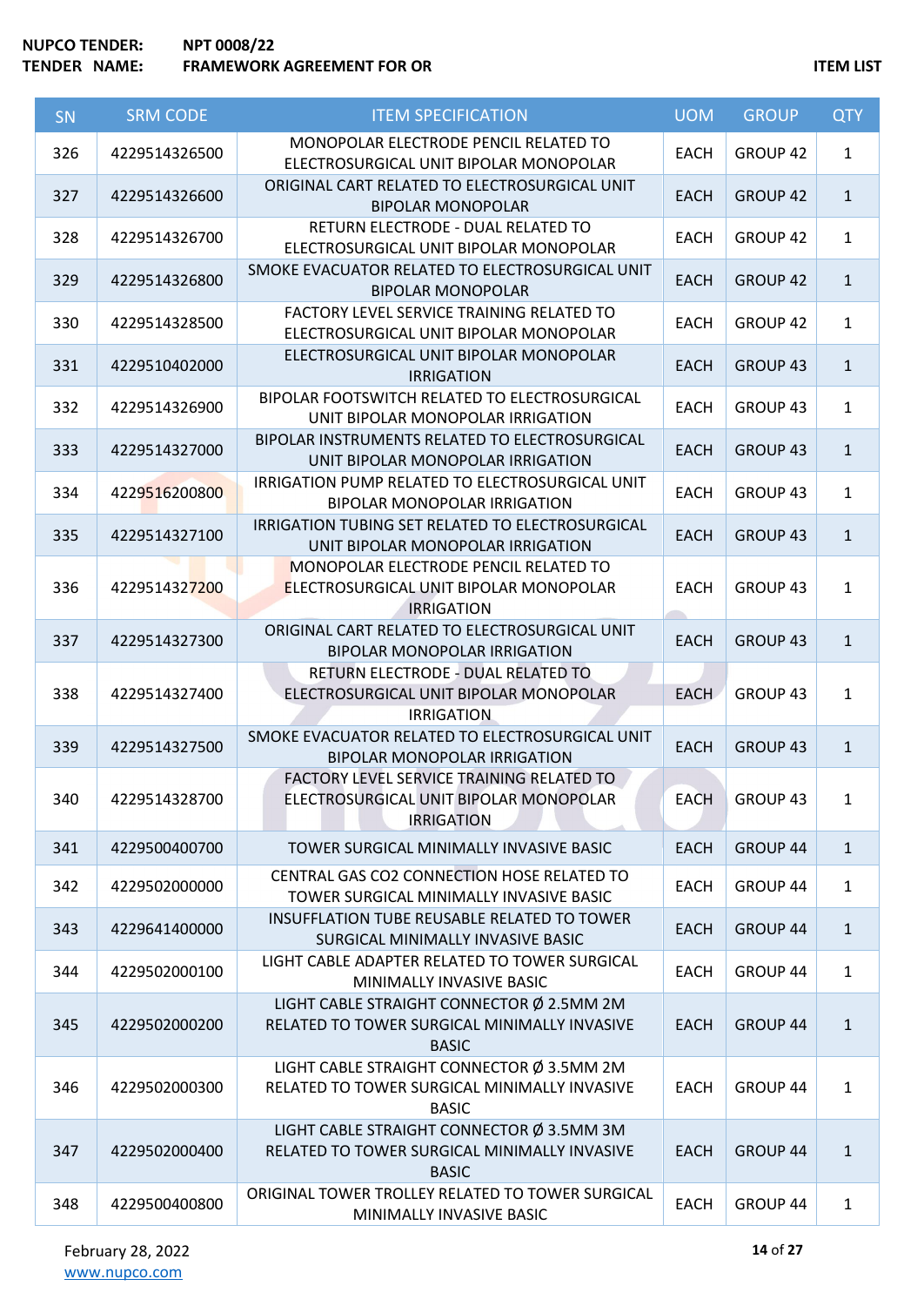**NUPCO TENDER:** NPT 0008/22
**TENDER NAME:** FRAMEWORK AGREEMENT FOR OR

**ITEM LIST**

| SN | SRM CODE | ITEM SPECIFICATION | UOM | GROUP | QTY |
|---|---|---|---|---|---|
| 326 | 4229514326500 | MONOPOLAR ELECTRODE PENCIL RELATED TO ELECTROSURGICAL UNIT BIPOLAR MONOPOLAR | EACH | GROUP 42 | 1 |
| 327 | 4229514326600 | ORIGINAL CART RELATED TO ELECTROSURGICAL UNIT BIPOLAR MONOPOLAR | EACH | GROUP 42 | 1 |
| 328 | 4229514326700 | RETURN ELECTRODE - DUAL RELATED TO ELECTROSURGICAL UNIT BIPOLAR MONOPOLAR | EACH | GROUP 42 | 1 |
| 329 | 4229514326800 | SMOKE EVACUATOR RELATED TO ELECTROSURGICAL UNIT BIPOLAR MONOPOLAR | EACH | GROUP 42 | 1 |
| 330 | 4229514328500 | FACTORY LEVEL SERVICE TRAINING RELATED TO ELECTROSURGICAL UNIT BIPOLAR MONOPOLAR | EACH | GROUP 42 | 1 |
| 331 | 4229510402000 | ELECTROSURGICAL UNIT BIPOLAR MONOPOLAR IRRIGATION | EACH | GROUP 43 | 1 |
| 332 | 4229514326900 | BIPOLAR FOOTSWITCH RELATED TO ELECTROSURGICAL UNIT BIPOLAR MONOPOLAR IRRIGATION | EACH | GROUP 43 | 1 |
| 333 | 4229514327000 | BIPOLAR INSTRUMENTS RELATED TO ELECTROSURGICAL UNIT BIPOLAR MONOPOLAR IRRIGATION | EACH | GROUP 43 | 1 |
| 334 | 4229516200800 | IRRIGATION PUMP RELATED TO ELECTROSURGICAL UNIT BIPOLAR MONOPOLAR IRRIGATION | EACH | GROUP 43 | 1 |
| 335 | 4229514327100 | IRRIGATION TUBING SET RELATED TO ELECTROSURGICAL UNIT BIPOLAR MONOPOLAR IRRIGATION | EACH | GROUP 43 | 1 |
| 336 | 4229514327200 | MONOPOLAR ELECTRODE PENCIL RELATED TO ELECTROSURGICAL UNIT BIPOLAR MONOPOLAR IRRIGATION | EACH | GROUP 43 | 1 |
| 337 | 4229514327300 | ORIGINAL CART RELATED TO ELECTROSURGICAL UNIT BIPOLAR MONOPOLAR IRRIGATION | EACH | GROUP 43 | 1 |
| 338 | 4229514327400 | RETURN ELECTRODE - DUAL RELATED TO ELECTROSURGICAL UNIT BIPOLAR MONOPOLAR IRRIGATION | EACH | GROUP 43 | 1 |
| 339 | 4229514327500 | SMOKE EVACUATOR RELATED TO ELECTROSURGICAL UNIT BIPOLAR MONOPOLAR IRRIGATION | EACH | GROUP 43 | 1 |
| 340 | 4229514328700 | FACTORY LEVEL SERVICE TRAINING RELATED TO ELECTROSURGICAL UNIT BIPOLAR MONOPOLAR IRRIGATION | EACH | GROUP 43 | 1 |
| 341 | 4229500400700 | TOWER SURGICAL MINIMALLY INVASIVE BASIC | EACH | GROUP 44 | 1 |
| 342 | 4229502000000 | CENTRAL GAS CO2 CONNECTION HOSE RELATED TO TOWER SURGICAL MINIMALLY INVASIVE BASIC | EACH | GROUP 44 | 1 |
| 343 | 4229641400000 | INSUFFLATION TUBE REUSABLE RELATED TO TOWER SURGICAL MINIMALLY INVASIVE BASIC | EACH | GROUP 44 | 1 |
| 344 | 4229502000100 | LIGHT CABLE ADAPTER RELATED TO TOWER SURGICAL MINIMALLY INVASIVE BASIC | EACH | GROUP 44 | 1 |
| 345 | 4229502000200 | LIGHT CABLE STRAIGHT CONNECTOR Ø 2.5MM 2M RELATED TO TOWER SURGICAL MINIMALLY INVASIVE BASIC | EACH | GROUP 44 | 1 |
| 346 | 4229502000300 | LIGHT CABLE STRAIGHT CONNECTOR Ø 3.5MM 2M RELATED TO TOWER SURGICAL MINIMALLY INVASIVE BASIC | EACH | GROUP 44 | 1 |
| 347 | 4229502000400 | LIGHT CABLE STRAIGHT CONNECTOR Ø 3.5MM 3M RELATED TO TOWER SURGICAL MINIMALLY INVASIVE BASIC | EACH | GROUP 44 | 1 |
| 348 | 4229500400800 | ORIGINAL TOWER TROLLEY RELATED TO TOWER SURGICAL MINIMALLY INVASIVE BASIC | EACH | GROUP 44 | 1 |

February 28, 2022
www.nupco.com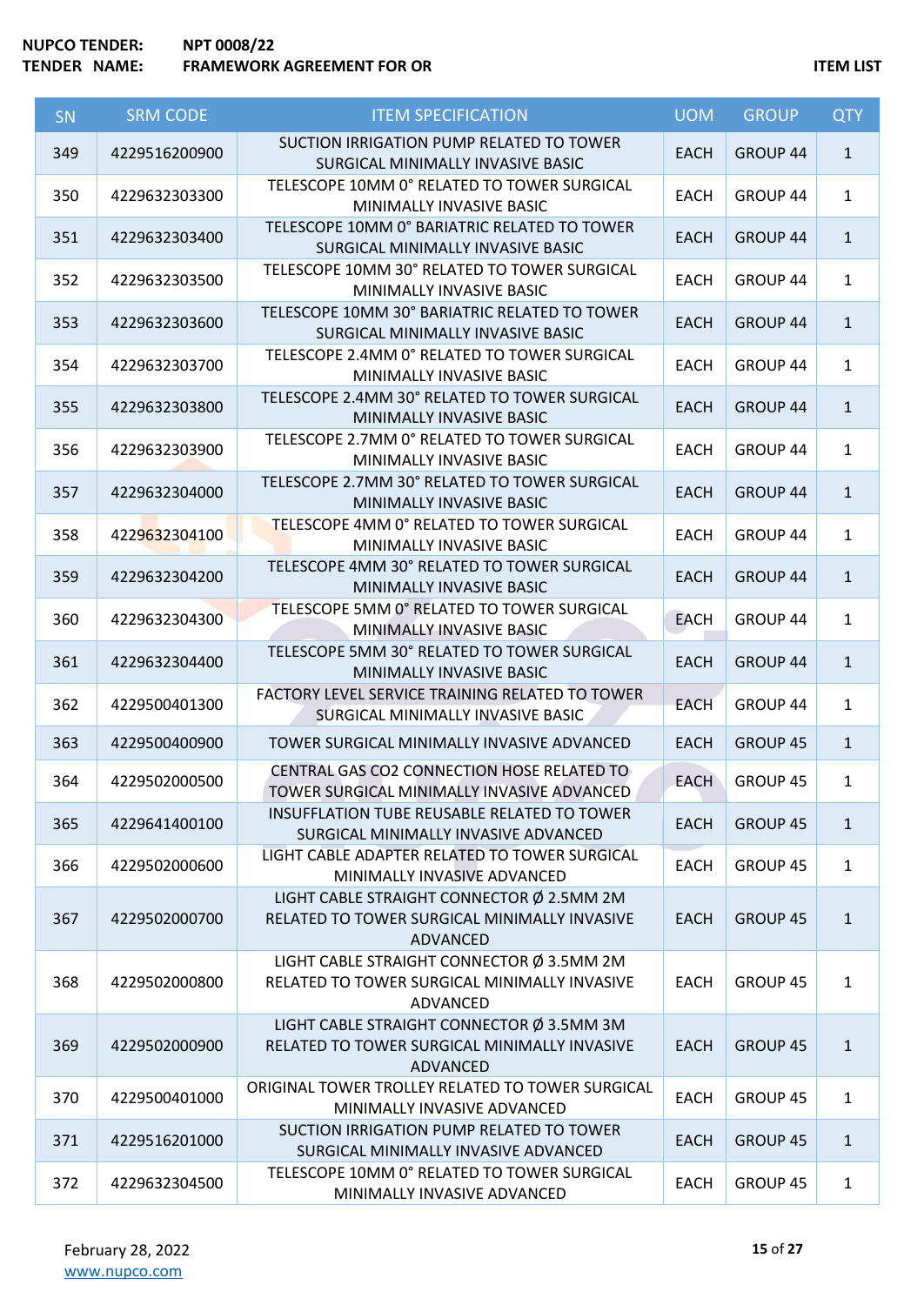**NUPCO TENDER:** NPT 0008/22
**TENDER NAME:** FRAMEWORK AGREEMENT FOR OR

**ITEM LIST**

| SN | SRM CODE | ITEM SPECIFICATION | UOM | GROUP | QTY |
|---|---|---|---|---|---|
| 349 | 4229516200900 | SUCTION IRRIGATION PUMP RELATED TO TOWER SURGICAL MINIMALLY INVASIVE BASIC | EACH | GROUP 44 | 1 |
| 350 | 4229632303300 | TELESCOPE 10MM 0° RELATED TO TOWER SURGICAL MINIMALLY INVASIVE BASIC | EACH | GROUP 44 | 1 |
| 351 | 4229632303400 | TELESCOPE 10MM 0° BARIATRIC RELATED TO TOWER SURGICAL MINIMALLY INVASIVE BASIC | EACH | GROUP 44 | 1 |
| 352 | 4229632303500 | TELESCOPE 10MM 30° RELATED TO TOWER SURGICAL MINIMALLY INVASIVE BASIC | EACH | GROUP 44 | 1 |
| 353 | 4229632303600 | TELESCOPE 10MM 30° BARIATRIC RELATED TO TOWER SURGICAL MINIMALLY INVASIVE BASIC | EACH | GROUP 44 | 1 |
| 354 | 4229632303700 | TELESCOPE 2.4MM 0° RELATED TO TOWER SURGICAL MINIMALLY INVASIVE BASIC | EACH | GROUP 44 | 1 |
| 355 | 4229632303800 | TELESCOPE 2.4MM 30° RELATED TO TOWER SURGICAL MINIMALLY INVASIVE BASIC | EACH | GROUP 44 | 1 |
| 356 | 4229632303900 | TELESCOPE 2.7MM 0° RELATED TO TOWER SURGICAL MINIMALLY INVASIVE BASIC | EACH | GROUP 44 | 1 |
| 357 | 4229632304000 | TELESCOPE 2.7MM 30° RELATED TO TOWER SURGICAL MINIMALLY INVASIVE BASIC | EACH | GROUP 44 | 1 |
| 358 | 4229632304100 | TELESCOPE 4MM 0° RELATED TO TOWER SURGICAL MINIMALLY INVASIVE BASIC | EACH | GROUP 44 | 1 |
| 359 | 4229632304200 | TELESCOPE 4MM 30° RELATED TO TOWER SURGICAL MINIMALLY INVASIVE BASIC | EACH | GROUP 44 | 1 |
| 360 | 4229632304300 | TELESCOPE 5MM 0° RELATED TO TOWER SURGICAL MINIMALLY INVASIVE BASIC | EACH | GROUP 44 | 1 |
| 361 | 4229632304400 | TELESCOPE 5MM 30° RELATED TO TOWER SURGICAL MINIMALLY INVASIVE BASIC | EACH | GROUP 44 | 1 |
| 362 | 4229500401300 | FACTORY LEVEL SERVICE TRAINING RELATED TO TOWER SURGICAL MINIMALLY INVASIVE BASIC | EACH | GROUP 44 | 1 |
| 363 | 4229500400900 | TOWER SURGICAL MINIMALLY INVASIVE ADVANCED | EACH | GROUP 45 | 1 |
| 364 | 4229502000500 | CENTRAL GAS CO2 CONNECTION HOSE RELATED TO TOWER SURGICAL MINIMALLY INVASIVE ADVANCED | EACH | GROUP 45 | 1 |
| 365 | 4229641400100 | INSUFFLATION TUBE REUSABLE RELATED TO TOWER SURGICAL MINIMALLY INVASIVE ADVANCED | EACH | GROUP 45 | 1 |
| 366 | 4229502000600 | LIGHT CABLE ADAPTER RELATED TO TOWER SURGICAL MINIMALLY INVASIVE ADVANCED | EACH | GROUP 45 | 1 |
| 367 | 4229502000700 | LIGHT CABLE STRAIGHT CONNECTOR Ø 2.5MM 2M RELATED TO TOWER SURGICAL MINIMALLY INVASIVE ADVANCED | EACH | GROUP 45 | 1 |
| 368 | 4229502000800 | LIGHT CABLE STRAIGHT CONNECTOR Ø 3.5MM 2M RELATED TO TOWER SURGICAL MINIMALLY INVASIVE ADVANCED | EACH | GROUP 45 | 1 |
| 369 | 4229502000900 | LIGHT CABLE STRAIGHT CONNECTOR Ø 3.5MM 3M RELATED TO TOWER SURGICAL MINIMALLY INVASIVE ADVANCED | EACH | GROUP 45 | 1 |
| 370 | 4229500401000 | ORIGINAL TOWER TROLLEY RELATED TO TOWER SURGICAL MINIMALLY INVASIVE ADVANCED | EACH | GROUP 45 | 1 |
| 371 | 4229516201000 | SUCTION IRRIGATION PUMP RELATED TO TOWER SURGICAL MINIMALLY INVASIVE ADVANCED | EACH | GROUP 45 | 1 |
| 372 | 4229632304500 | TELESCOPE 10MM 0° RELATED TO TOWER SURGICAL MINIMALLY INVASIVE ADVANCED | EACH | GROUP 45 | 1 |

February 28, 2022
www.nupco.com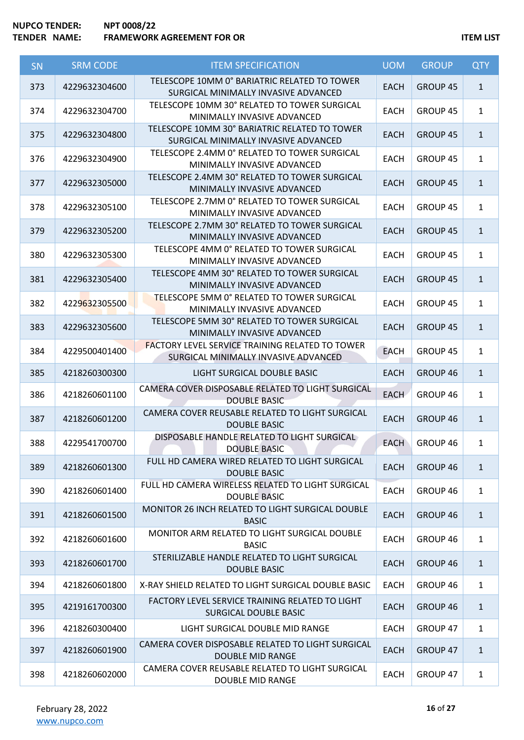NUPCO TENDER: NPT 0008/22
TENDER NAME: FRAMEWORK AGREEMENT FOR OR

ITEM LIST

| SN | SRM CODE | ITEM SPECIFICATION | UOM | GROUP | QTY |
|---|---|---|---|---|---|
| 373 | 4229632304600 | TELESCOPE 10MM 0° BARIATRIC RELATED TO TOWER SURGICAL MINIMALLY INVASIVE ADVANCED | EACH | GROUP 45 | 1 |
| 374 | 4229632304700 | TELESCOPE 10MM 30° RELATED TO TOWER SURGICAL MINIMALLY INVASIVE ADVANCED | EACH | GROUP 45 | 1 |
| 375 | 4229632304800 | TELESCOPE 10MM 30° BARIATRIC RELATED TO TOWER SURGICAL MINIMALLY INVASIVE ADVANCED | EACH | GROUP 45 | 1 |
| 376 | 4229632304900 | TELESCOPE 2.4MM 0° RELATED TO TOWER SURGICAL MINIMALLY INVASIVE ADVANCED | EACH | GROUP 45 | 1 |
| 377 | 4229632305000 | TELESCOPE 2.4MM 30° RELATED TO TOWER SURGICAL MINIMALLY INVASIVE ADVANCED | EACH | GROUP 45 | 1 |
| 378 | 4229632305100 | TELESCOPE 2.7MM 0° RELATED TO TOWER SURGICAL MINIMALLY INVASIVE ADVANCED | EACH | GROUP 45 | 1 |
| 379 | 4229632305200 | TELESCOPE 2.7MM 30° RELATED TO TOWER SURGICAL MINIMALLY INVASIVE ADVANCED | EACH | GROUP 45 | 1 |
| 380 | 4229632305300 | TELESCOPE 4MM 0° RELATED TO TOWER SURGICAL MINIMALLY INVASIVE ADVANCED | EACH | GROUP 45 | 1 |
| 381 | 4229632305400 | TELESCOPE 4MM 30° RELATED TO TOWER SURGICAL MINIMALLY INVASIVE ADVANCED | EACH | GROUP 45 | 1 |
| 382 | 4229632305500 | TELESCOPE 5MM 0° RELATED TO TOWER SURGICAL MINIMALLY INVASIVE ADVANCED | EACH | GROUP 45 | 1 |
| 383 | 4229632305600 | TELESCOPE 5MM 30° RELATED TO TOWER SURGICAL MINIMALLY INVASIVE ADVANCED | EACH | GROUP 45 | 1 |
| 384 | 4229500401400 | FACTORY LEVEL SERVICE TRAINING RELATED TO TOWER SURGICAL MINIMALLY INVASIVE ADVANCED | EACH | GROUP 45 | 1 |
| 385 | 4218260300300 | LIGHT SURGICAL DOUBLE BASIC | EACH | GROUP 46 | 1 |
| 386 | 4218260601100 | CAMERA COVER DISPOSABLE RELATED TO LIGHT SURGICAL DOUBLE BASIC | EACH | GROUP 46 | 1 |
| 387 | 4218260601200 | CAMERA COVER REUSABLE RELATED TO LIGHT SURGICAL DOUBLE BASIC | EACH | GROUP 46 | 1 |
| 388 | 4229541700700 | DISPOSABLE HANDLE RELATED TO LIGHT SURGICAL DOUBLE BASIC | EACH | GROUP 46 | 1 |
| 389 | 4218260601300 | FULL HD CAMERA WIRED RELATED TO LIGHT SURGICAL DOUBLE BASIC | EACH | GROUP 46 | 1 |
| 390 | 4218260601400 | FULL HD CAMERA WIRELESS RELATED TO LIGHT SURGICAL DOUBLE BASIC | EACH | GROUP 46 | 1 |
| 391 | 4218260601500 | MONITOR 26 INCH RELATED TO LIGHT SURGICAL DOUBLE BASIC | EACH | GROUP 46 | 1 |
| 392 | 4218260601600 | MONITOR ARM RELATED TO LIGHT SURGICAL DOUBLE BASIC | EACH | GROUP 46 | 1 |
| 393 | 4218260601700 | STERILIZABLE HANDLE RELATED TO LIGHT SURGICAL DOUBLE BASIC | EACH | GROUP 46 | 1 |
| 394 | 4218260601800 | X-RAY SHIELD RELATED TO LIGHT SURGICAL DOUBLE BASIC | EACH | GROUP 46 | 1 |
| 395 | 4219161700300 | FACTORY LEVEL SERVICE TRAINING RELATED TO LIGHT SURGICAL DOUBLE BASIC | EACH | GROUP 46 | 1 |
| 396 | 4218260300400 | LIGHT SURGICAL DOUBLE MID RANGE | EACH | GROUP 47 | 1 |
| 397 | 4218260601900 | CAMERA COVER DISPOSABLE RELATED TO LIGHT SURGICAL DOUBLE MID RANGE | EACH | GROUP 47 | 1 |
| 398 | 4218260602000 | CAMERA COVER REUSABLE RELATED TO LIGHT SURGICAL DOUBLE MID RANGE | EACH | GROUP 47 | 1 |

February 28, 2022
www.nupco.com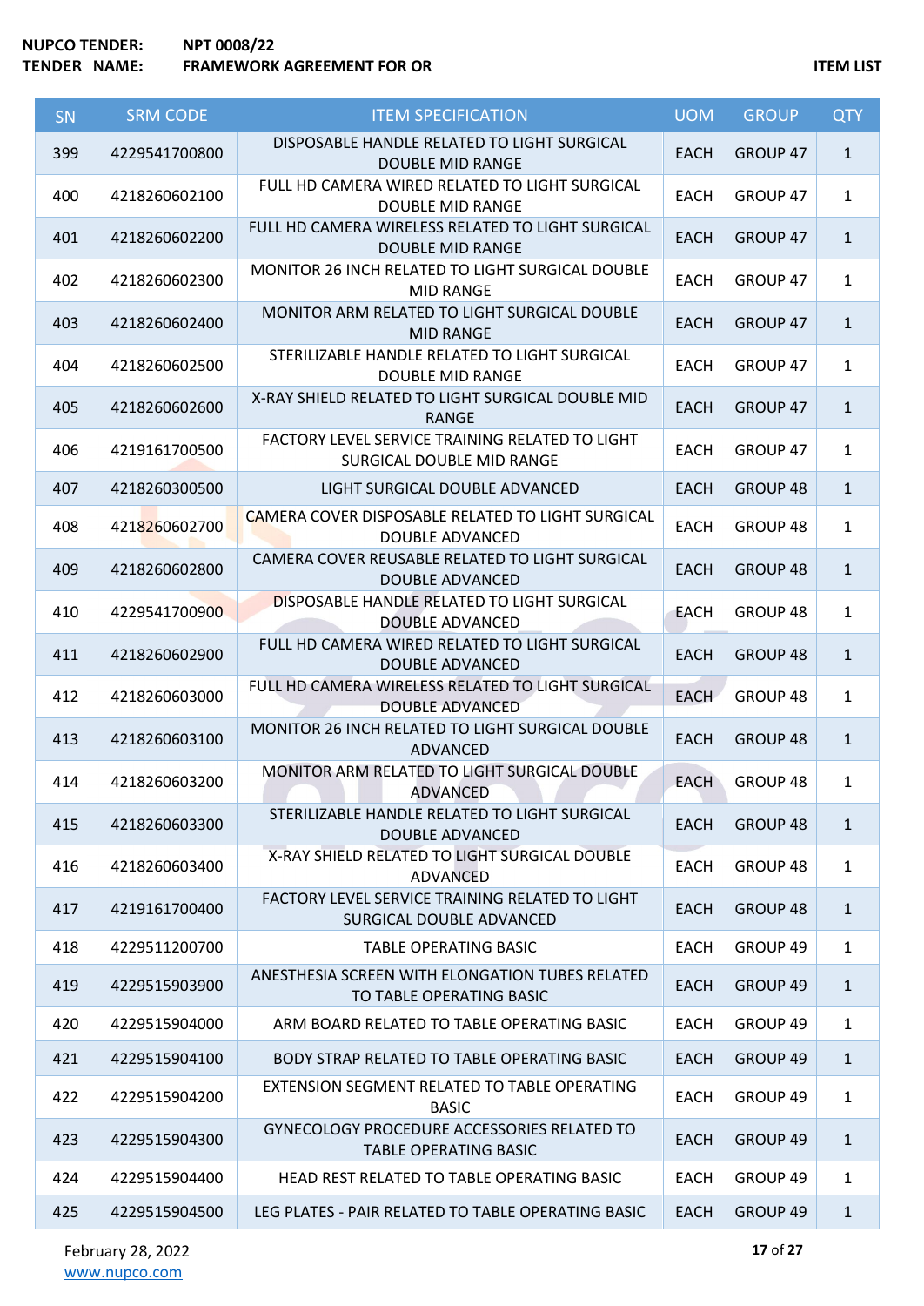**NUPCO TENDER:** **NPT 0008/22**
**TENDER NAME:** **FRAMEWORK AGREEMENT FOR OR** **ITEM LIST**

| SN | SRM CODE | ITEM SPECIFICATION | UOM | GROUP | QTY |
|---|---|---|---|---|---|
| 399 | 4229541700800 | DISPOSABLE HANDLE RELATED TO LIGHT SURGICAL DOUBLE MID RANGE | EACH | GROUP 47 | 1 |
| 400 | 4218260602100 | FULL HD CAMERA WIRED RELATED TO LIGHT SURGICAL DOUBLE MID RANGE | EACH | GROUP 47 | 1 |
| 401 | 4218260602200 | FULL HD CAMERA WIRELESS RELATED TO LIGHT SURGICAL DOUBLE MID RANGE | EACH | GROUP 47 | 1 |
| 402 | 4218260602300 | MONITOR 26 INCH RELATED TO LIGHT SURGICAL DOUBLE MID RANGE | EACH | GROUP 47 | 1 |
| 403 | 4218260602400 | MONITOR ARM RELATED TO LIGHT SURGICAL DOUBLE MID RANGE | EACH | GROUP 47 | 1 |
| 404 | 4218260602500 | STERILIZABLE HANDLE RELATED TO LIGHT SURGICAL DOUBLE MID RANGE | EACH | GROUP 47 | 1 |
| 405 | 4218260602600 | X-RAY SHIELD RELATED TO LIGHT SURGICAL DOUBLE MID RANGE | EACH | GROUP 47 | 1 |
| 406 | 4219161700500 | FACTORY LEVEL SERVICE TRAINING RELATED TO LIGHT SURGICAL DOUBLE MID RANGE | EACH | GROUP 47 | 1 |
| 407 | 4218260300500 | LIGHT SURGICAL DOUBLE ADVANCED | EACH | GROUP 48 | 1 |
| 408 | 4218260602700 | CAMERA COVER DISPOSABLE RELATED TO LIGHT SURGICAL DOUBLE ADVANCED | EACH | GROUP 48 | 1 |
| 409 | 4218260602800 | CAMERA COVER REUSABLE RELATED TO LIGHT SURGICAL DOUBLE ADVANCED | EACH | GROUP 48 | 1 |
| 410 | 4229541700900 | DISPOSABLE HANDLE RELATED TO LIGHT SURGICAL DOUBLE ADVANCED | EACH | GROUP 48 | 1 |
| 411 | 4218260602900 | FULL HD CAMERA WIRED RELATED TO LIGHT SURGICAL DOUBLE ADVANCED | EACH | GROUP 48 | 1 |
| 412 | 4218260603000 | FULL HD CAMERA WIRELESS RELATED TO LIGHT SURGICAL DOUBLE ADVANCED | EACH | GROUP 48 | 1 |
| 413 | 4218260603100 | MONITOR 26 INCH RELATED TO LIGHT SURGICAL DOUBLE ADVANCED | EACH | GROUP 48 | 1 |
| 414 | 4218260603200 | MONITOR ARM RELATED TO LIGHT SURGICAL DOUBLE ADVANCED | EACH | GROUP 48 | 1 |
| 415 | 4218260603300 | STERILIZABLE HANDLE RELATED TO LIGHT SURGICAL DOUBLE ADVANCED | EACH | GROUP 48 | 1 |
| 416 | 4218260603400 | X-RAY SHIELD RELATED TO LIGHT SURGICAL DOUBLE ADVANCED | EACH | GROUP 48 | 1 |
| 417 | 4219161700400 | FACTORY LEVEL SERVICE TRAINING RELATED TO LIGHT SURGICAL DOUBLE ADVANCED | EACH | GROUP 48 | 1 |
| 418 | 4229511200700 | TABLE OPERATING BASIC | EACH | GROUP 49 | 1 |
| 419 | 4229515903900 | ANESTHESIA SCREEN WITH ELONGATION TUBES RELATED TO TABLE OPERATING BASIC | EACH | GROUP 49 | 1 |
| 420 | 4229515904000 | ARM BOARD RELATED TO TABLE OPERATING BASIC | EACH | GROUP 49 | 1 |
| 421 | 4229515904100 | BODY STRAP RELATED TO TABLE OPERATING BASIC | EACH | GROUP 49 | 1 |
| 422 | 4229515904200 | EXTENSION SEGMENT RELATED TO TABLE OPERATING BASIC | EACH | GROUP 49 | 1 |
| 423 | 4229515904300 | GYNECOLOGY PROCEDURE ACCESSORIES RELATED TO TABLE OPERATING BASIC | EACH | GROUP 49 | 1 |
| 424 | 4229515904400 | HEAD REST RELATED TO TABLE OPERATING BASIC | EACH | GROUP 49 | 1 |
| 425 | 4229515904500 | LEG PLATES - PAIR RELATED TO TABLE OPERATING BASIC | EACH | GROUP 49 | 1 |

February 28, 2022
www.nupco.com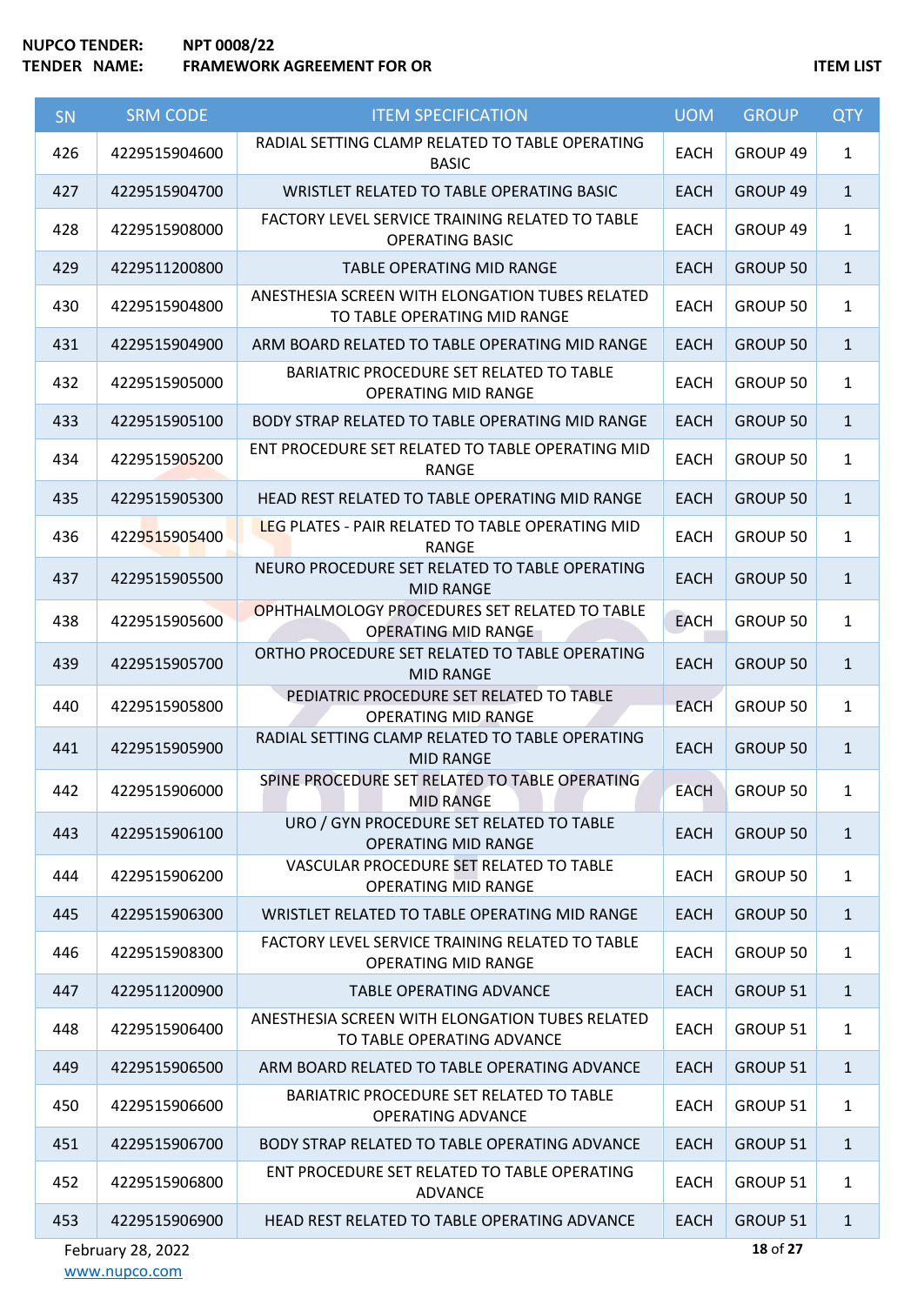| SN | SRM CODE | ITEM SPECIFICATION | UOM | GROUP | QTY |
|---|---|---|---|---|---|
| 426 | 4229515904600 | RADIAL SETTING CLAMP RELATED TO TABLE OPERATING BASIC | EACH | GROUP 49 | 1 |
| 427 | 4229515904700 | WRISTLET RELATED TO TABLE OPERATING BASIC | EACH | GROUP 49 | 1 |
| 428 | 4229515908000 | FACTORY LEVEL SERVICE TRAINING RELATED TO TABLE OPERATING BASIC | EACH | GROUP 49 | 1 |
| 429 | 4229511200800 | TABLE OPERATING MID RANGE | EACH | GROUP 50 | 1 |
| 430 | 4229515904800 | ANESTHESIA SCREEN WITH ELONGATION TUBES RELATED TO TABLE OPERATING MID RANGE | EACH | GROUP 50 | 1 |
| 431 | 4229515904900 | ARM BOARD RELATED TO TABLE OPERATING MID RANGE | EACH | GROUP 50 | 1 |
| 432 | 4229515905000 | BARIATRIC PROCEDURE SET RELATED TO TABLE OPERATING MID RANGE | EACH | GROUP 50 | 1 |
| 433 | 4229515905100 | BODY STRAP RELATED TO TABLE OPERATING MID RANGE | EACH | GROUP 50 | 1 |
| 434 | 4229515905200 | ENT PROCEDURE SET RELATED TO TABLE OPERATING MID RANGE | EACH | GROUP 50 | 1 |
| 435 | 4229515905300 | HEAD REST RELATED TO TABLE OPERATING MID RANGE | EACH | GROUP 50 | 1 |
| 436 | 4229515905400 | LEG PLATES - PAIR RELATED TO TABLE OPERATING MID RANGE | EACH | GROUP 50 | 1 |
| 437 | 4229515905500 | NEURO PROCEDURE SET RELATED TO TABLE OPERATING MID RANGE | EACH | GROUP 50 | 1 |
| 438 | 4229515905600 | OPHTHALMOLOGY PROCEDURES SET RELATED TO TABLE OPERATING MID RANGE | EACH | GROUP 50 | 1 |
| 439 | 4229515905700 | ORTHO PROCEDURE SET RELATED TO TABLE OPERATING MID RANGE | EACH | GROUP 50 | 1 |
| 440 | 4229515905800 | PEDIATRIC PROCEDURE SET RELATED TO TABLE OPERATING MID RANGE | EACH | GROUP 50 | 1 |
| 441 | 4229515905900 | RADIAL SETTING CLAMP RELATED TO TABLE OPERATING MID RANGE | EACH | GROUP 50 | 1 |
| 442 | 4229515906000 | SPINE PROCEDURE SET RELATED TO TABLE OPERATING MID RANGE | EACH | GROUP 50 | 1 |
| 443 | 4229515906100 | URO / GYN PROCEDURE SET RELATED TO TABLE OPERATING MID RANGE | EACH | GROUP 50 | 1 |
| 444 | 4229515906200 | VASCULAR PROCEDURE SET RELATED TO TABLE OPERATING MID RANGE | EACH | GROUP 50 | 1 |
| 445 | 4229515906300 | WRISTLET RELATED TO TABLE OPERATING MID RANGE | EACH | GROUP 50 | 1 |
| 446 | 4229515908300 | FACTORY LEVEL SERVICE TRAINING RELATED TO TABLE OPERATING MID RANGE | EACH | GROUP 50 | 1 |
| 447 | 4229511200900 | TABLE OPERATING ADVANCE | EACH | GROUP 51 | 1 |
| 448 | 4229515906400 | ANESTHESIA SCREEN WITH ELONGATION TUBES RELATED TO TABLE OPERATING ADVANCE | EACH | GROUP 51 | 1 |
| 449 | 4229515906500 | ARM BOARD RELATED TO TABLE OPERATING ADVANCE | EACH | GROUP 51 | 1 |
| 450 | 4229515906600 | BARIATRIC PROCEDURE SET RELATED TO TABLE OPERATING ADVANCE | EACH | GROUP 51 | 1 |
| 451 | 4229515906700 | BODY STRAP RELATED TO TABLE OPERATING ADVANCE | EACH | GROUP 51 | 1 |
| 452 | 4229515906800 | ENT PROCEDURE SET RELATED TO TABLE OPERATING ADVANCE | EACH | GROUP 51 | 1 |
| 453 | 4229515906900 | HEAD REST RELATED TO TABLE OPERATING ADVANCE | EACH | GROUP 51 | 1 |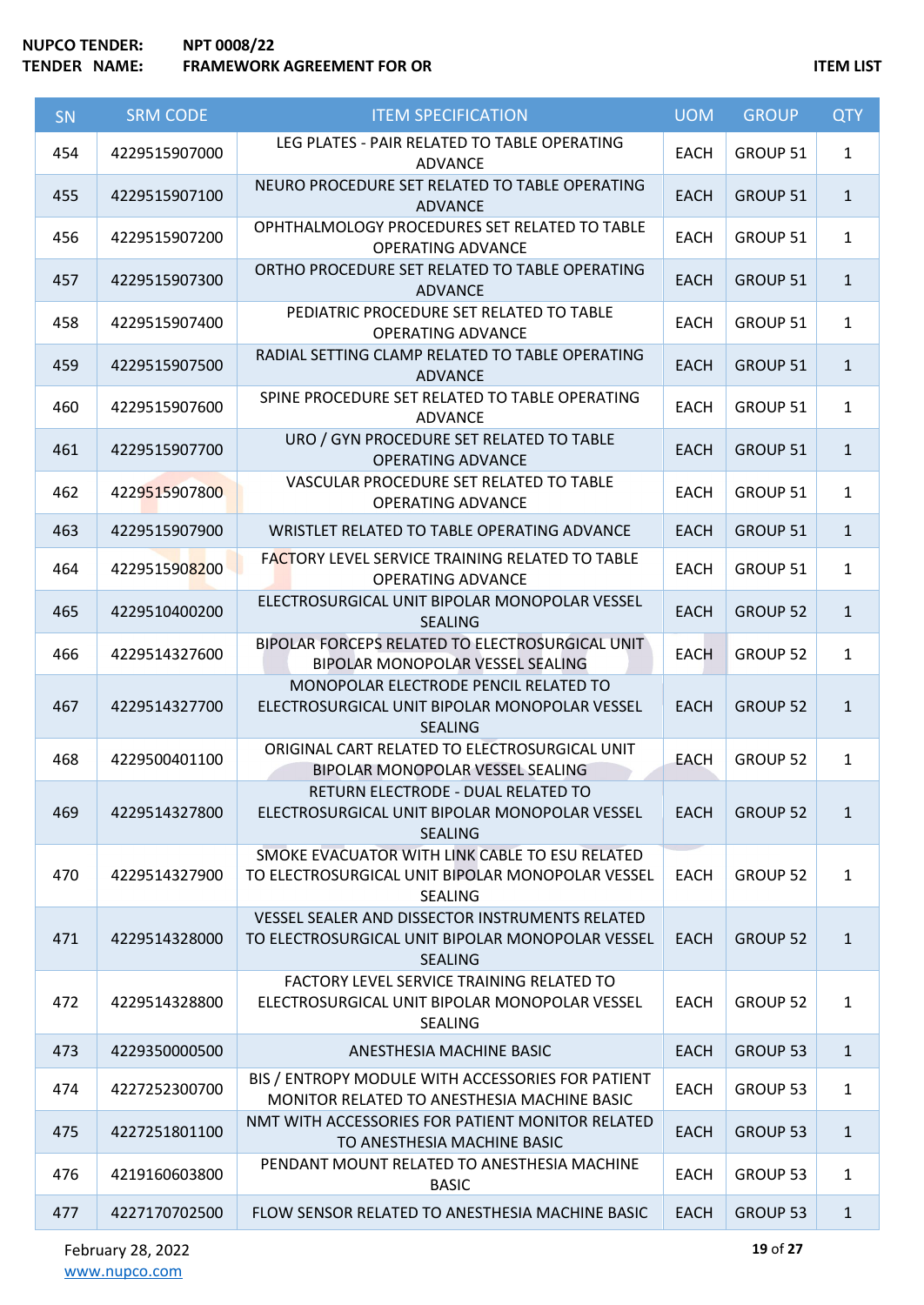**NUPCO TENDER:** NPT 0008/22
**TENDER NAME:** FRAMEWORK AGREEMENT FOR OR

**ITEM LIST**

| SN | SRM CODE | ITEM SPECIFICATION | UOM | GROUP | QTY |
|---|---|---|---|---|---|
| 454 | 4229515907000 | LEG PLATES - PAIR RELATED TO TABLE OPERATING ADVANCE | EACH | GROUP 51 | 1 |
| 455 | 4229515907100 | NEURO PROCEDURE SET RELATED TO TABLE OPERATING ADVANCE | EACH | GROUP 51 | 1 |
| 456 | 4229515907200 | OPHTHALMOLOGY PROCEDURES SET RELATED TO TABLE OPERATING ADVANCE | EACH | GROUP 51 | 1 |
| 457 | 4229515907300 | ORTHO PROCEDURE SET RELATED TO TABLE OPERATING ADVANCE | EACH | GROUP 51 | 1 |
| 458 | 4229515907400 | PEDIATRIC PROCEDURE SET RELATED TO TABLE OPERATING ADVANCE | EACH | GROUP 51 | 1 |
| 459 | 4229515907500 | RADIAL SETTING CLAMP RELATED TO TABLE OPERATING ADVANCE | EACH | GROUP 51 | 1 |
| 460 | 4229515907600 | SPINE PROCEDURE SET RELATED TO TABLE OPERATING ADVANCE | EACH | GROUP 51 | 1 |
| 461 | 4229515907700 | URO / GYN PROCEDURE SET RELATED TO TABLE OPERATING ADVANCE | EACH | GROUP 51 | 1 |
| 462 | 4229515907800 | VASCULAR PROCEDURE SET RELATED TO TABLE OPERATING ADVANCE | EACH | GROUP 51 | 1 |
| 463 | 4229515907900 | WRISTLET RELATED TO TABLE OPERATING ADVANCE | EACH | GROUP 51 | 1 |
| 464 | 4229515908200 | FACTORY LEVEL SERVICE TRAINING RELATED TO TABLE OPERATING ADVANCE | EACH | GROUP 51 | 1 |
| 465 | 4229510400200 | ELECTROSURGICAL UNIT BIPOLAR MONOPOLAR VESSEL SEALING | EACH | GROUP 52 | 1 |
| 466 | 4229514327600 | BIPOLAR FORCEPS RELATED TO ELECTROSURGICAL UNIT BIPOLAR MONOPOLAR VESSEL SEALING | EACH | GROUP 52 | 1 |
| 467 | 4229514327700 | MONOPOLAR ELECTRODE PENCIL RELATED TO ELECTROSURGICAL UNIT BIPOLAR MONOPOLAR VESSEL SEALING | EACH | GROUP 52 | 1 |
| 468 | 4229500401100 | ORIGINAL CART RELATED TO ELECTROSURGICAL UNIT BIPOLAR MONOPOLAR VESSEL SEALING | EACH | GROUP 52 | 1 |
| 469 | 4229514327800 | RETURN ELECTRODE - DUAL RELATED TO ELECTROSURGICAL UNIT BIPOLAR MONOPOLAR VESSEL SEALING | EACH | GROUP 52 | 1 |
| 470 | 4229514327900 | SMOKE EVACUATOR WITH LINK CABLE TO ESU RELATED TO ELECTROSURGICAL UNIT BIPOLAR MONOPOLAR VESSEL SEALING | EACH | GROUP 52 | 1 |
| 471 | 4229514328000 | VESSEL SEALER AND DISSECTOR INSTRUMENTS RELATED TO ELECTROSURGICAL UNIT BIPOLAR MONOPOLAR VESSEL SEALING | EACH | GROUP 52 | 1 |
| 472 | 4229514328800 | FACTORY LEVEL SERVICE TRAINING RELATED TO ELECTROSURGICAL UNIT BIPOLAR MONOPOLAR VESSEL SEALING | EACH | GROUP 52 | 1 |
| 473 | 4229350000500 | ANESTHESIA MACHINE BASIC | EACH | GROUP 53 | 1 |
| 474 | 4227252300700 | BIS / ENTROPY MODULE WITH ACCESSORIES FOR PATIENT MONITOR RELATED TO ANESTHESIA MACHINE BASIC | EACH | GROUP 53 | 1 |
| 475 | 4227251801100 | NMT WITH ACCESSORIES FOR PATIENT MONITOR RELATED TO ANESTHESIA MACHINE BASIC | EACH | GROUP 53 | 1 |
| 476 | 4219160603800 | PENDANT MOUNT RELATED TO ANESTHESIA MACHINE BASIC | EACH | GROUP 53 | 1 |
| 477 | 4227170702500 | FLOW SENSOR RELATED TO ANESTHESIA MACHINE BASIC | EACH | GROUP 53 | 1 |

February 28, 2022
www.nupco.com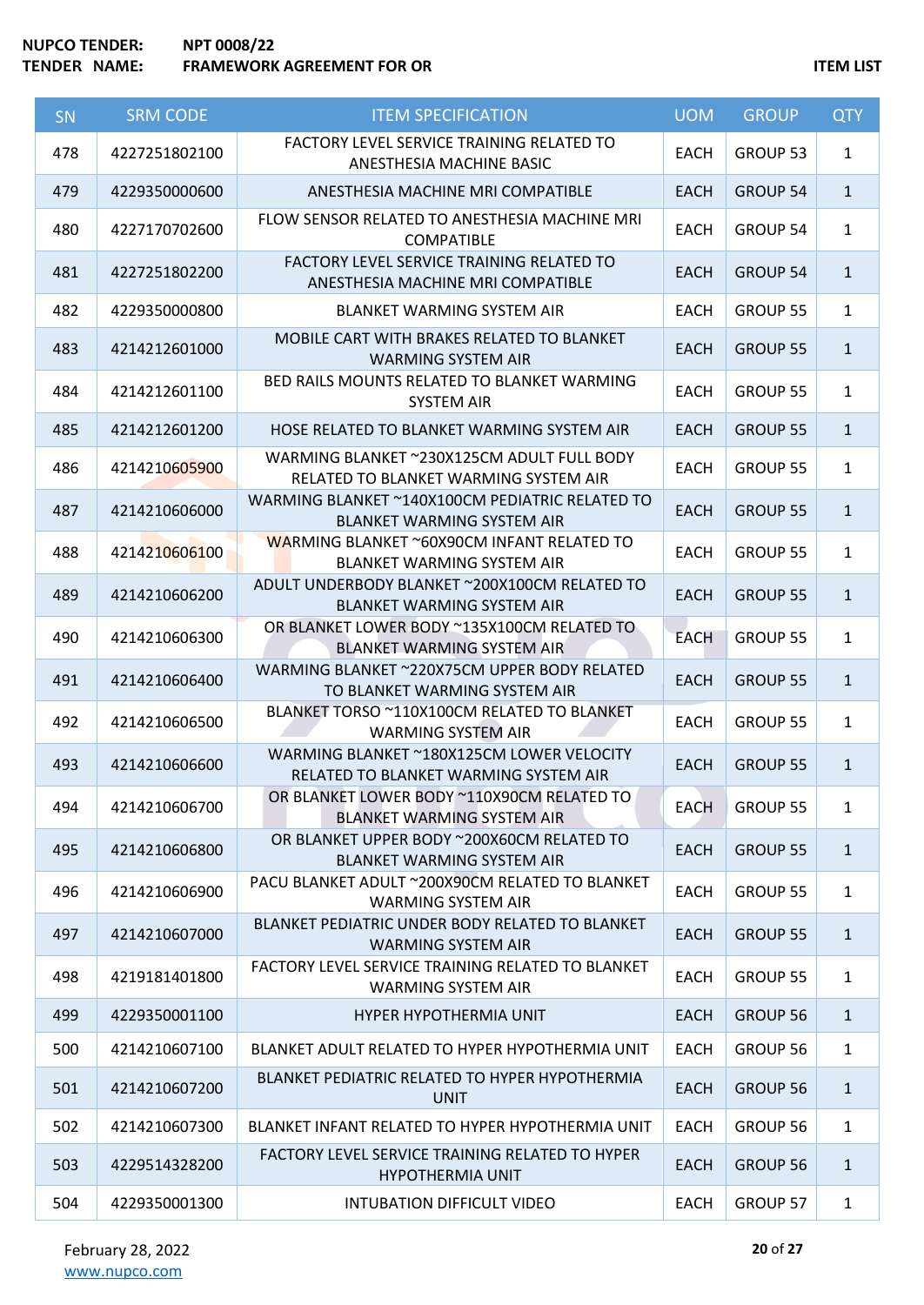**NUPCO TENDER:** NPT 0008/22

**TENDER NAME:** FRAMEWORK AGREEMENT FOR OR

**ITEM LIST**

| SN | SRM CODE | ITEM SPECIFICATION | UOM | GROUP | QTY |
|---|---|---|---|---|---|
| 478 | 4227251802100 | FACTORY LEVEL SERVICE TRAINING RELATED TO ANESTHESIA MACHINE BASIC | EACH | GROUP 53 | 1 |
| 479 | 4229350000600 | ANESTHESIA MACHINE MRI COMPATIBLE | EACH | GROUP 54 | 1 |
| 480 | 4227170702600 | FLOW SENSOR RELATED TO ANESTHESIA MACHINE MRI COMPATIBLE | EACH | GROUP 54 | 1 |
| 481 | 4227251802200 | FACTORY LEVEL SERVICE TRAINING RELATED TO ANESTHESIA MACHINE MRI COMPATIBLE | EACH | GROUP 54 | 1 |
| 482 | 4229350000800 | BLANKET WARMING SYSTEM AIR | EACH | GROUP 55 | 1 |
| 483 | 4214212601000 | MOBILE CART WITH BRAKES RELATED TO BLANKET WARMING SYSTEM AIR | EACH | GROUP 55 | 1 |
| 484 | 4214212601100 | BED RAILS MOUNTS RELATED TO BLANKET WARMING SYSTEM AIR | EACH | GROUP 55 | 1 |
| 485 | 4214212601200 | HOSE RELATED TO BLANKET WARMING SYSTEM AIR | EACH | GROUP 55 | 1 |
| 486 | 4214210605900 | WARMING BLANKET ~230X125CM ADULT FULL BODY RELATED TO BLANKET WARMING SYSTEM AIR | EACH | GROUP 55 | 1 |
| 487 | 4214210606000 | WARMING BLANKET ~140X100CM PEDIATRIC RELATED TO BLANKET WARMING SYSTEM AIR | EACH | GROUP 55 | 1 |
| 488 | 4214210606100 | WARMING BLANKET ~60X90CM INFANT RELATED TO BLANKET WARMING SYSTEM AIR | EACH | GROUP 55 | 1 |
| 489 | 4214210606200 | ADULT UNDERBODY BLANKET ~200X100CM RELATED TO BLANKET WARMING SYSTEM AIR | EACH | GROUP 55 | 1 |
| 490 | 4214210606300 | OR BLANKET LOWER BODY ~135X100CM RELATED TO BLANKET WARMING SYSTEM AIR | EACH | GROUP 55 | 1 |
| 491 | 4214210606400 | WARMING BLANKET ~220X75CM UPPER BODY RELATED TO BLANKET WARMING SYSTEM AIR | EACH | GROUP 55 | 1 |
| 492 | 4214210606500 | BLANKET TORSO ~110X100CM RELATED TO BLANKET WARMING SYSTEM AIR | EACH | GROUP 55 | 1 |
| 493 | 4214210606600 | WARMING BLANKET ~180X125CM LOWER VELOCITY RELATED TO BLANKET WARMING SYSTEM AIR | EACH | GROUP 55 | 1 |
| 494 | 4214210606700 | OR BLANKET LOWER BODY ~110X90CM RELATED TO BLANKET WARMING SYSTEM AIR | EACH | GROUP 55 | 1 |
| 495 | 4214210606800 | OR BLANKET UPPER BODY ~200X60CM RELATED TO BLANKET WARMING SYSTEM AIR | EACH | GROUP 55 | 1 |
| 496 | 4214210606900 | PACU BLANKET ADULT ~200X90CM RELATED TO BLANKET WARMING SYSTEM AIR | EACH | GROUP 55 | 1 |
| 497 | 4214210607000 | BLANKET PEDIATRIC UNDER BODY RELATED TO BLANKET WARMING SYSTEM AIR | EACH | GROUP 55 | 1 |
| 498 | 4219181401800 | FACTORY LEVEL SERVICE TRAINING RELATED TO BLANKET WARMING SYSTEM AIR | EACH | GROUP 55 | 1 |
| 499 | 4229350001100 | HYPER HYPOTHERMIA UNIT | EACH | GROUP 56 | 1 |
| 500 | 4214210607100 | BLANKET ADULT RELATED TO HYPER HYPOTHERMIA UNIT | EACH | GROUP 56 | 1 |
| 501 | 4214210607200 | BLANKET PEDIATRIC RELATED TO HYPER HYPOTHERMIA UNIT | EACH | GROUP 56 | 1 |
| 502 | 4214210607300 | BLANKET INFANT RELATED TO HYPER HYPOTHERMIA UNIT | EACH | GROUP 56 | 1 |
| 503 | 4229514328200 | FACTORY LEVEL SERVICE TRAINING RELATED TO HYPER HYPOTHERMIA UNIT | EACH | GROUP 56 | 1 |
| 504 | 4229350001300 | INTUBATION DIFFICULT VIDEO | EACH | GROUP 57 | 1 |

February 28, 2022
www.nupco.com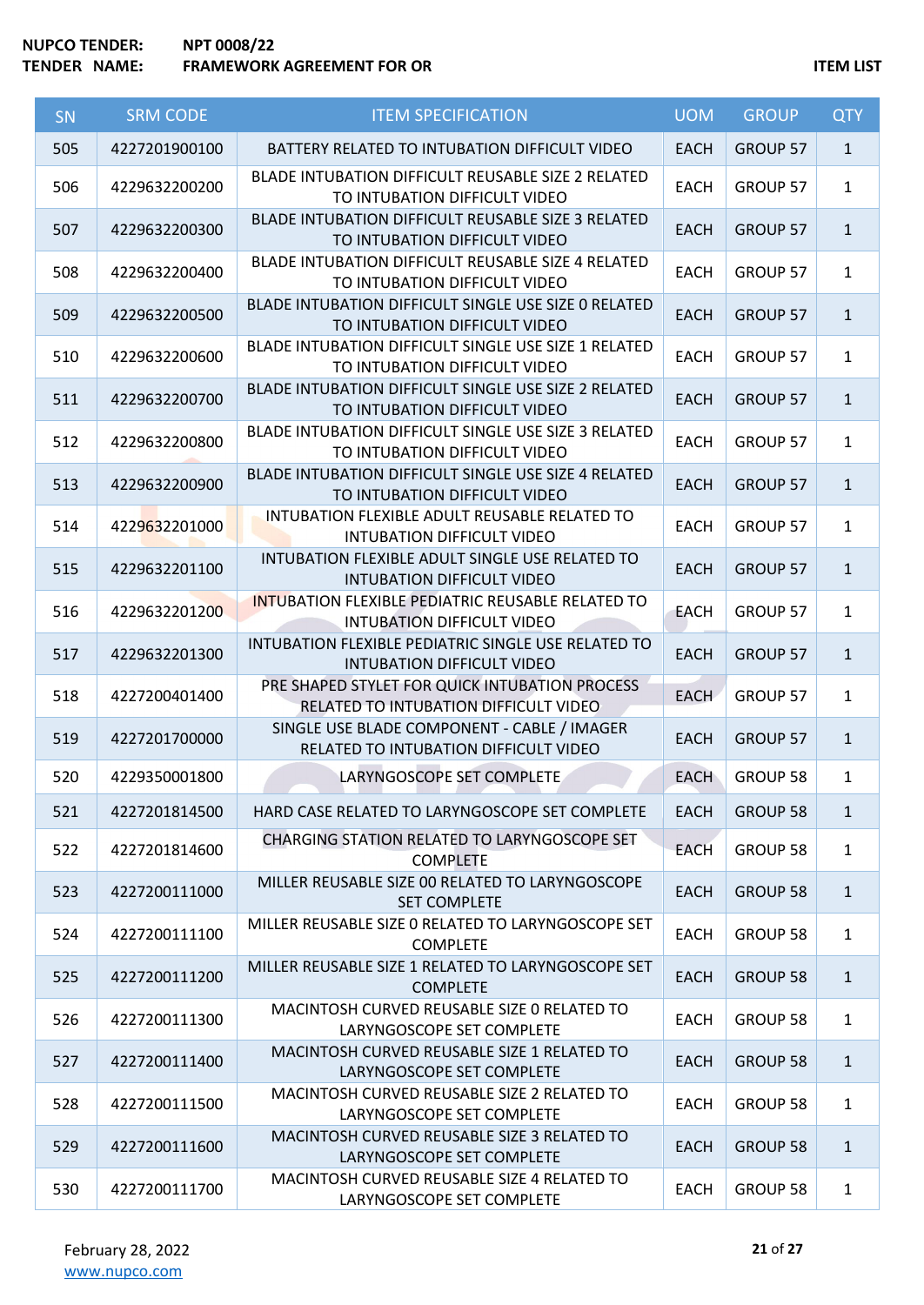NUPCO TENDER: NPT 0008/22
TENDER NAME: FRAMEWORK AGREEMENT FOR OR

ITEM LIST

| SN | SRM CODE | ITEM SPECIFICATION | UOM | GROUP | QTY |
|---|---|---|---|---|---|
| 505 | 4227201900100 | BATTERY RELATED TO INTUBATION DIFFICULT VIDEO | EACH | GROUP 57 | 1 |
| 506 | 4229632200200 | BLADE INTUBATION DIFFICULT REUSABLE SIZE 2 RELATED TO INTUBATION DIFFICULT VIDEO | EACH | GROUP 57 | 1 |
| 507 | 4229632200300 | BLADE INTUBATION DIFFICULT REUSABLE SIZE 3 RELATED TO INTUBATION DIFFICULT VIDEO | EACH | GROUP 57 | 1 |
| 508 | 4229632200400 | BLADE INTUBATION DIFFICULT REUSABLE SIZE 4 RELATED TO INTUBATION DIFFICULT VIDEO | EACH | GROUP 57 | 1 |
| 509 | 4229632200500 | BLADE INTUBATION DIFFICULT SINGLE USE SIZE 0 RELATED TO INTUBATION DIFFICULT VIDEO | EACH | GROUP 57 | 1 |
| 510 | 4229632200600 | BLADE INTUBATION DIFFICULT SINGLE USE SIZE 1 RELATED TO INTUBATION DIFFICULT VIDEO | EACH | GROUP 57 | 1 |
| 511 | 4229632200700 | BLADE INTUBATION DIFFICULT SINGLE USE SIZE 2 RELATED TO INTUBATION DIFFICULT VIDEO | EACH | GROUP 57 | 1 |
| 512 | 4229632200800 | BLADE INTUBATION DIFFICULT SINGLE USE SIZE 3 RELATED TO INTUBATION DIFFICULT VIDEO | EACH | GROUP 57 | 1 |
| 513 | 4229632200900 | BLADE INTUBATION DIFFICULT SINGLE USE SIZE 4 RELATED TO INTUBATION DIFFICULT VIDEO | EACH | GROUP 57 | 1 |
| 514 | 4229632201000 | INTUBATION FLEXIBLE ADULT REUSABLE RELATED TO INTUBATION DIFFICULT VIDEO | EACH | GROUP 57 | 1 |
| 515 | 4229632201100 | INTUBATION FLEXIBLE ADULT SINGLE USE RELATED TO INTUBATION DIFFICULT VIDEO | EACH | GROUP 57 | 1 |
| 516 | 4229632201200 | INTUBATION FLEXIBLE PEDIATRIC REUSABLE RELATED TO INTUBATION DIFFICULT VIDEO | EACH | GROUP 57 | 1 |
| 517 | 4229632201300 | INTUBATION FLEXIBLE PEDIATRIC SINGLE USE RELATED TO INTUBATION DIFFICULT VIDEO | EACH | GROUP 57 | 1 |
| 518 | 4227200401400 | PRE SHAPED STYLET FOR QUICK INTUBATION PROCESS RELATED TO INTUBATION DIFFICULT VIDEO | EACH | GROUP 57 | 1 |
| 519 | 4227201700000 | SINGLE USE BLADE COMPONENT - CABLE / IMAGER RELATED TO INTUBATION DIFFICULT VIDEO | EACH | GROUP 57 | 1 |
| 520 | 4229350001800 | LARYNGOSCOPE SET COMPLETE | EACH | GROUP 58 | 1 |
| 521 | 4227201814500 | HARD CASE RELATED TO LARYNGOSCOPE SET COMPLETE | EACH | GROUP 58 | 1 |
| 522 | 4227201814600 | CHARGING STATION RELATED TO LARYNGOSCOPE SET COMPLETE | EACH | GROUP 58 | 1 |
| 523 | 4227200111000 | MILLER REUSABLE SIZE 00 RELATED TO LARYNGOSCOPE SET COMPLETE | EACH | GROUP 58 | 1 |
| 524 | 4227200111100 | MILLER REUSABLE SIZE 0 RELATED TO LARYNGOSCOPE SET COMPLETE | EACH | GROUP 58 | 1 |
| 525 | 4227200111200 | MILLER REUSABLE SIZE 1 RELATED TO LARYNGOSCOPE SET COMPLETE | EACH | GROUP 58 | 1 |
| 526 | 4227200111300 | MACINTOSH CURVED REUSABLE SIZE 0 RELATED TO LARYNGOSCOPE SET COMPLETE | EACH | GROUP 58 | 1 |
| 527 | 4227200111400 | MACINTOSH CURVED REUSABLE SIZE 1 RELATED TO LARYNGOSCOPE SET COMPLETE | EACH | GROUP 58 | 1 |
| 528 | 4227200111500 | MACINTOSH CURVED REUSABLE SIZE 2 RELATED TO LARYNGOSCOPE SET COMPLETE | EACH | GROUP 58 | 1 |
| 529 | 4227200111600 | MACINTOSH CURVED REUSABLE SIZE 3 RELATED TO LARYNGOSCOPE SET COMPLETE | EACH | GROUP 58 | 1 |
| 530 | 4227200111700 | MACINTOSH CURVED REUSABLE SIZE 4 RELATED TO LARYNGOSCOPE SET COMPLETE | EACH | GROUP 58 | 1 |

February 28, 2022
www.nupco.com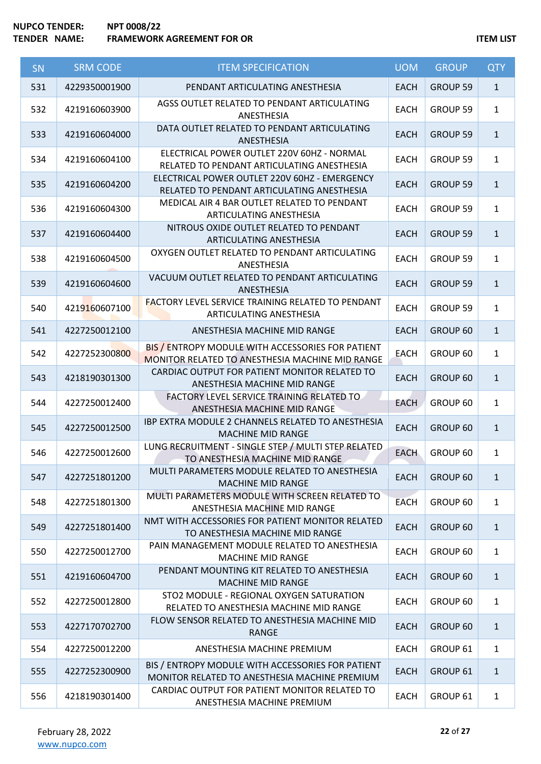**NUPCO TENDER:** NPT 0008/22
**TENDER NAME:** FRAMEWORK AGREEMENT FOR OR

**ITEM LIST**

| SN | SRM CODE | ITEM SPECIFICATION | UOM | GROUP | QTY |
|---|---|---|---|---|---|
| 531 | 4229350001900 | PENDANT ARTICULATING ANESTHESIA | EACH | GROUP 59 | 1 |
| 532 | 4219160603900 | AGSS OUTLET RELATED TO PENDANT ARTICULATING ANESTHESIA | EACH | GROUP 59 | 1 |
| 533 | 4219160604000 | DATA OUTLET RELATED TO PENDANT ARTICULATING ANESTHESIA | EACH | GROUP 59 | 1 |
| 534 | 4219160604100 | ELECTRICAL POWER OUTLET 220V 60HZ - NORMAL RELATED TO PENDANT ARTICULATING ANESTHESIA | EACH | GROUP 59 | 1 |
| 535 | 4219160604200 | ELECTRICAL POWER OUTLET 220V 60HZ - EMERGENCY RELATED TO PENDANT ARTICULATING ANESTHESIA | EACH | GROUP 59 | 1 |
| 536 | 4219160604300 | MEDICAL AIR 4 BAR OUTLET RELATED TO PENDANT ARTICULATING ANESTHESIA | EACH | GROUP 59 | 1 |
| 537 | 4219160604400 | NITROUS OXIDE OUTLET RELATED TO PENDANT ARTICULATING ANESTHESIA | EACH | GROUP 59 | 1 |
| 538 | 4219160604500 | OXYGEN OUTLET RELATED TO PENDANT ARTICULATING ANESTHESIA | EACH | GROUP 59 | 1 |
| 539 | 4219160604600 | VACUUM OUTLET RELATED TO PENDANT ARTICULATING ANESTHESIA | EACH | GROUP 59 | 1 |
| 540 | 4219160607100 | FACTORY LEVEL SERVICE TRAINING RELATED TO PENDANT ARTICULATING ANESTHESIA | EACH | GROUP 59 | 1 |
| 541 | 4227250012100 | ANESTHESIA MACHINE MID RANGE | EACH | GROUP 60 | 1 |
| 542 | 4227252300800 | BIS / ENTROPY MODULE WITH ACCESSORIES FOR PATIENT MONITOR RELATED TO ANESTHESIA MACHINE MID RANGE | EACH | GROUP 60 | 1 |
| 543 | 4218190301300 | CARDIAC OUTPUT FOR PATIENT MONITOR RELATED TO ANESTHESIA MACHINE MID RANGE | EACH | GROUP 60 | 1 |
| 544 | 4227250012400 | FACTORY LEVEL SERVICE TRAINING RELATED TO ANESTHESIA MACHINE MID RANGE | EACH | GROUP 60 | 1 |
| 545 | 4227250012500 | IBP EXTRA MODULE 2 CHANNELS RELATED TO ANESTHESIA MACHINE MID RANGE | EACH | GROUP 60 | 1 |
| 546 | 4227250012600 | LUNG RECRUITMENT - SINGLE STEP / MULTI STEP RELATED TO ANESTHESIA MACHINE MID RANGE | EACH | GROUP 60 | 1 |
| 547 | 4227251801200 | MULTI PARAMETERS MODULE RELATED TO ANESTHESIA MACHINE MID RANGE | EACH | GROUP 60 | 1 |
| 548 | 4227251801300 | MULTI PARAMETERS MODULE WITH SCREEN RELATED TO ANESTHESIA MACHINE MID RANGE | EACH | GROUP 60 | 1 |
| 549 | 4227251801400 | NMT WITH ACCESSORIES FOR PATIENT MONITOR RELATED TO ANESTHESIA MACHINE MID RANGE | EACH | GROUP 60 | 1 |
| 550 | 4227250012700 | PAIN MANAGEMENT MODULE RELATED TO ANESTHESIA MACHINE MID RANGE | EACH | GROUP 60 | 1 |
| 551 | 4219160604700 | PENDANT MOUNTING KIT RELATED TO ANESTHESIA MACHINE MID RANGE | EACH | GROUP 60 | 1 |
| 552 | 4227250012800 | STO2 MODULE - REGIONAL OXYGEN SATURATION RELATED TO ANESTHESIA MACHINE MID RANGE | EACH | GROUP 60 | 1 |
| 553 | 4227170702700 | FLOW SENSOR RELATED TO ANESTHESIA MACHINE MID RANGE | EACH | GROUP 60 | 1 |
| 554 | 4227250012200 | ANESTHESIA MACHINE PREMIUM | EACH | GROUP 61 | 1 |
| 555 | 4227252300900 | BIS / ENTROPY MODULE WITH ACCESSORIES FOR PATIENT MONITOR RELATED TO ANESTHESIA MACHINE PREMIUM | EACH | GROUP 61 | 1 |
| 556 | 4218190301400 | CARDIAC OUTPUT FOR PATIENT MONITOR RELATED TO ANESTHESIA MACHINE PREMIUM | EACH | GROUP 61 | 1 |

February 28, 2022
www.nupco.com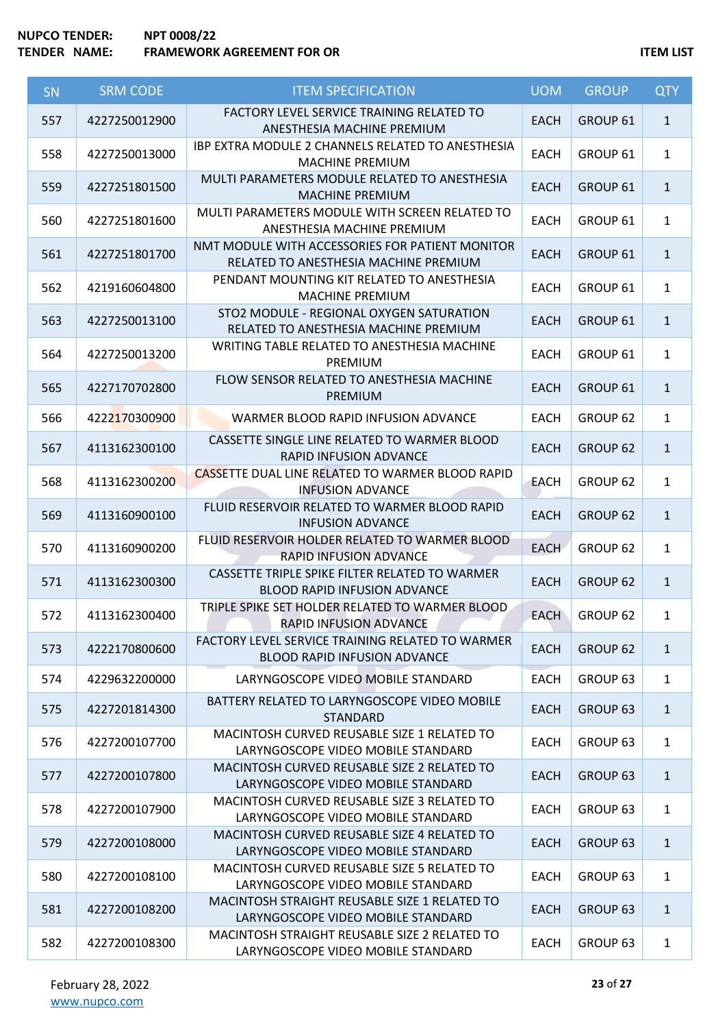**NUPCO TENDER:** NPT 0008/22
**TENDER NAME:** FRAMEWORK AGREEMENT FOR OR

**ITEM LIST**

| SN | SRM CODE | ITEM SPECIFICATION | UOM | GROUP | QTY |
|---|---|---|---|---|---|
| 557 | 4227250012900 | FACTORY LEVEL SERVICE TRAINING RELATED TO ANESTHESIA MACHINE PREMIUM | EACH | GROUP 61 | 1 |
| 558 | 4227250013000 | IBP EXTRA MODULE 2 CHANNELS RELATED TO ANESTHESIA MACHINE PREMIUM | EACH | GROUP 61 | 1 |
| 559 | 4227251801500 | MULTI PARAMETERS MODULE RELATED TO ANESTHESIA MACHINE PREMIUM | EACH | GROUP 61 | 1 |
| 560 | 4227251801600 | MULTI PARAMETERS MODULE WITH SCREEN RELATED TO ANESTHESIA MACHINE PREMIUM | EACH | GROUP 61 | 1 |
| 561 | 4227251801700 | NMT MODULE WITH ACCESSORIES FOR PATIENT MONITOR RELATED TO ANESTHESIA MACHINE PREMIUM | EACH | GROUP 61 | 1 |
| 562 | 4219160604800 | PENDANT MOUNTING KIT RELATED TO ANESTHESIA MACHINE PREMIUM | EACH | GROUP 61 | 1 |
| 563 | 4227250013100 | STO2 MODULE - REGIONAL OXYGEN SATURATION RELATED TO ANESTHESIA MACHINE PREMIUM | EACH | GROUP 61 | 1 |
| 564 | 4227250013200 | WRITING TABLE RELATED TO ANESTHESIA MACHINE PREMIUM | EACH | GROUP 61 | 1 |
| 565 | 4227170702800 | FLOW SENSOR RELATED TO ANESTHESIA MACHINE PREMIUM | EACH | GROUP 61 | 1 |
| 566 | 4222170300900 | WARMER BLOOD RAPID INFUSION ADVANCE | EACH | GROUP 62 | 1 |
| 567 | 4113162300100 | CASSETTE SINGLE LINE RELATED TO WARMER BLOOD RAPID INFUSION ADVANCE | EACH | GROUP 62 | 1 |
| 568 | 4113162300200 | CASSETTE DUAL LINE RELATED TO WARMER BLOOD RAPID INFUSION ADVANCE | EACH | GROUP 62 | 1 |
| 569 | 4113160900100 | FLUID RESERVOIR RELATED TO WARMER BLOOD RAPID INFUSION ADVANCE | EACH | GROUP 62 | 1 |
| 570 | 4113160900200 | FLUID RESERVOIR HOLDER RELATED TO WARMER BLOOD RAPID INFUSION ADVANCE | EACH | GROUP 62 | 1 |
| 571 | 4113162300300 | CASSETTE TRIPLE SPIKE FILTER RELATED TO WARMER BLOOD RAPID INFUSION ADVANCE | EACH | GROUP 62 | 1 |
| 572 | 4113162300400 | TRIPLE SPIKE SET HOLDER RELATED TO WARMER BLOOD RAPID INFUSION ADVANCE | EACH | GROUP 62 | 1 |
| 573 | 4222170800600 | FACTORY LEVEL SERVICE TRAINING RELATED TO WARMER BLOOD RAPID INFUSION ADVANCE | EACH | GROUP 62 | 1 |
| 574 | 4229632200000 | LARYNGOSCOPE VIDEO MOBILE STANDARD | EACH | GROUP 63 | 1 |
| 575 | 4227201814300 | BATTERY RELATED TO LARYNGOSCOPE VIDEO MOBILE STANDARD | EACH | GROUP 63 | 1 |
| 576 | 4227200107700 | MACINTOSH CURVED REUSABLE SIZE 1 RELATED TO LARYNGOSCOPE VIDEO MOBILE STANDARD | EACH | GROUP 63 | 1 |
| 577 | 4227200107800 | MACINTOSH CURVED REUSABLE SIZE 2 RELATED TO LARYNGOSCOPE VIDEO MOBILE STANDARD | EACH | GROUP 63 | 1 |
| 578 | 4227200107900 | MACINTOSH CURVED REUSABLE SIZE 3 RELATED TO LARYNGOSCOPE VIDEO MOBILE STANDARD | EACH | GROUP 63 | 1 |
| 579 | 4227200108000 | MACINTOSH CURVED REUSABLE SIZE 4 RELATED TO LARYNGOSCOPE VIDEO MOBILE STANDARD | EACH | GROUP 63 | 1 |
| 580 | 4227200108100 | MACINTOSH CURVED REUSABLE SIZE 5 RELATED TO LARYNGOSCOPE VIDEO MOBILE STANDARD | EACH | GROUP 63 | 1 |
| 581 | 4227200108200 | MACINTOSH STRAIGHT REUSABLE SIZE 1 RELATED TO LARYNGOSCOPE VIDEO MOBILE STANDARD | EACH | GROUP 63 | 1 |
| 582 | 4227200108300 | MACINTOSH STRAIGHT REUSABLE SIZE 2 RELATED TO LARYNGOSCOPE VIDEO MOBILE STANDARD | EACH | GROUP 63 | 1 |

February 28, 2022
www.nupco.com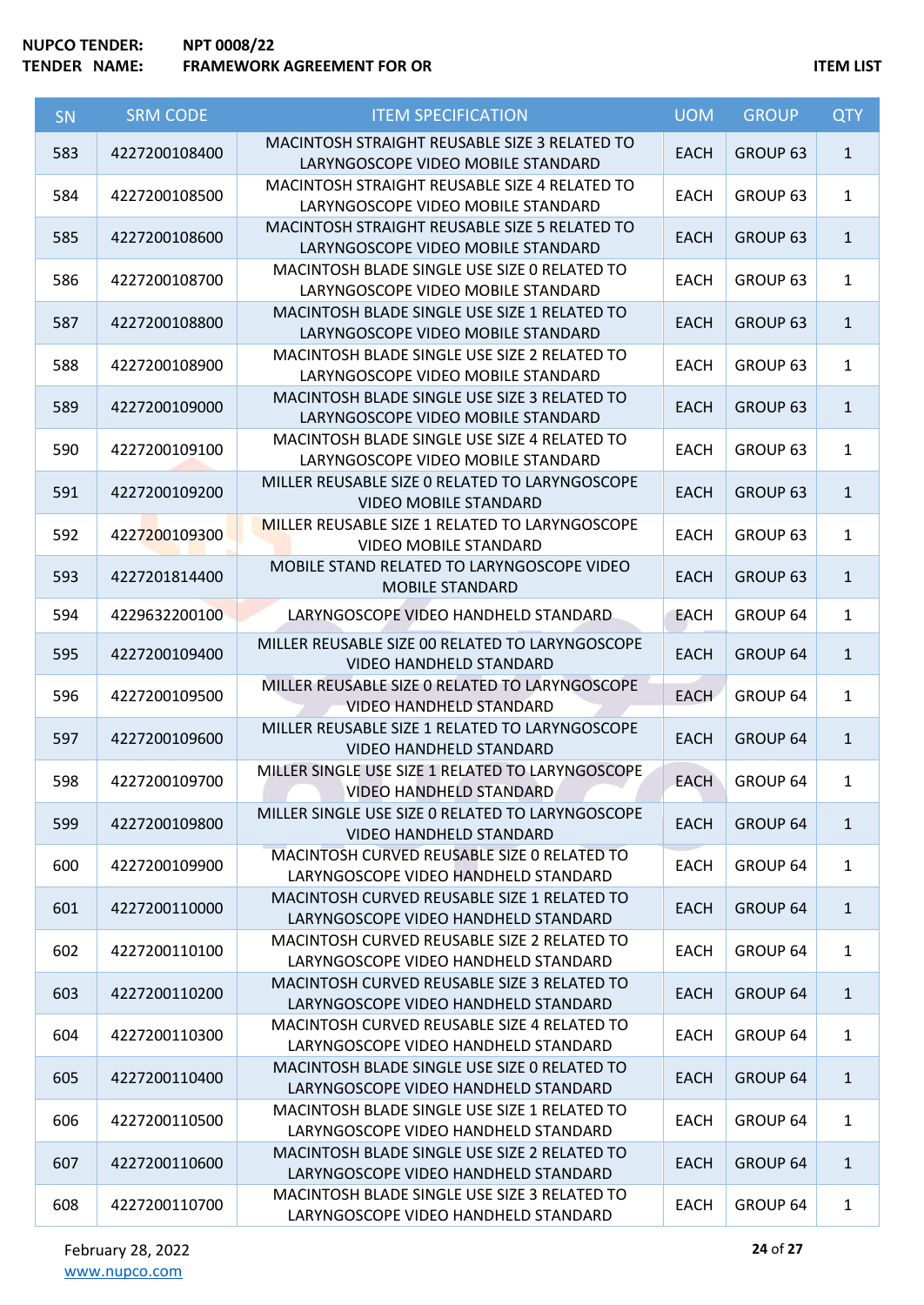**NUPCO TENDER:** NPT 0008/22
**TENDER NAME:** FRAMEWORK AGREEMENT FOR OR

**ITEM LIST**

| SN | SRM CODE | ITEM SPECIFICATION | UOM | GROUP | QTY |
|---|---|---|---|---|---|
| 583 | 4227200108400 | MACINTOSH STRAIGHT REUSABLE SIZE 3 RELATED TO LARYNGOSCOPE VIDEO MOBILE STANDARD | EACH | GROUP 63 | 1 |
| 584 | 4227200108500 | MACINTOSH STRAIGHT REUSABLE SIZE 4 RELATED TO LARYNGOSCOPE VIDEO MOBILE STANDARD | EACH | GROUP 63 | 1 |
| 585 | 4227200108600 | MACINTOSH STRAIGHT REUSABLE SIZE 5 RELATED TO LARYNGOSCOPE VIDEO MOBILE STANDARD | EACH | GROUP 63 | 1 |
| 586 | 4227200108700 | MACINTOSH BLADE SINGLE USE SIZE 0 RELATED TO LARYNGOSCOPE VIDEO MOBILE STANDARD | EACH | GROUP 63 | 1 |
| 587 | 4227200108800 | MACINTOSH BLADE SINGLE USE SIZE 1 RELATED TO LARYNGOSCOPE VIDEO MOBILE STANDARD | EACH | GROUP 63 | 1 |
| 588 | 4227200108900 | MACINTOSH BLADE SINGLE USE SIZE 2 RELATED TO LARYNGOSCOPE VIDEO MOBILE STANDARD | EACH | GROUP 63 | 1 |
| 589 | 4227200109000 | MACINTOSH BLADE SINGLE USE SIZE 3 RELATED TO LARYNGOSCOPE VIDEO MOBILE STANDARD | EACH | GROUP 63 | 1 |
| 590 | 4227200109100 | MACINTOSH BLADE SINGLE USE SIZE 4 RELATED TO LARYNGOSCOPE VIDEO MOBILE STANDARD | EACH | GROUP 63 | 1 |
| 591 | 4227200109200 | MILLER REUSABLE SIZE 0 RELATED TO LARYNGOSCOPE VIDEO MOBILE STANDARD | EACH | GROUP 63 | 1 |
| 592 | 4227200109300 | MILLER REUSABLE SIZE 1 RELATED TO LARYNGOSCOPE VIDEO MOBILE STANDARD | EACH | GROUP 63 | 1 |
| 593 | 4227201814400 | MOBILE STAND RELATED TO LARYNGOSCOPE VIDEO MOBILE STANDARD | EACH | GROUP 63 | 1 |
| 594 | 4229632200100 | LARYNGOSCOPE VIDEO HANDHELD STANDARD | EACH | GROUP 64 | 1 |
| 595 | 4227200109400 | MILLER REUSABLE SIZE 00 RELATED TO LARYNGOSCOPE VIDEO HANDHELD STANDARD | EACH | GROUP 64 | 1 |
| 596 | 4227200109500 | MILLER REUSABLE SIZE 0 RELATED TO LARYNGOSCOPE VIDEO HANDHELD STANDARD | EACH | GROUP 64 | 1 |
| 597 | 4227200109600 | MILLER REUSABLE SIZE 1 RELATED TO LARYNGOSCOPE VIDEO HANDHELD STANDARD | EACH | GROUP 64 | 1 |
| 598 | 4227200109700 | MILLER SINGLE USE SIZE 1 RELATED TO LARYNGOSCOPE VIDEO HANDHELD STANDARD | EACH | GROUP 64 | 1 |
| 599 | 4227200109800 | MILLER SINGLE USE SIZE 0 RELATED TO LARYNGOSCOPE VIDEO HANDHELD STANDARD | EACH | GROUP 64 | 1 |
| 600 | 4227200109900 | MACINTOSH CURVED REUSABLE SIZE 0 RELATED TO LARYNGOSCOPE VIDEO HANDHELD STANDARD | EACH | GROUP 64 | 1 |
| 601 | 4227200110000 | MACINTOSH CURVED REUSABLE SIZE 1 RELATED TO LARYNGOSCOPE VIDEO HANDHELD STANDARD | EACH | GROUP 64 | 1 |
| 602 | 4227200110100 | MACINTOSH CURVED REUSABLE SIZE 2 RELATED TO LARYNGOSCOPE VIDEO HANDHELD STANDARD | EACH | GROUP 64 | 1 |
| 603 | 4227200110200 | MACINTOSH CURVED REUSABLE SIZE 3 RELATED TO LARYNGOSCOPE VIDEO HANDHELD STANDARD | EACH | GROUP 64 | 1 |
| 604 | 4227200110300 | MACINTOSH CURVED REUSABLE SIZE 4 RELATED TO LARYNGOSCOPE VIDEO HANDHELD STANDARD | EACH | GROUP 64 | 1 |
| 605 | 4227200110400 | MACINTOSH BLADE SINGLE USE SIZE 0 RELATED TO LARYNGOSCOPE VIDEO HANDHELD STANDARD | EACH | GROUP 64 | 1 |
| 606 | 4227200110500 | MACINTOSH BLADE SINGLE USE SIZE 1 RELATED TO LARYNGOSCOPE VIDEO HANDHELD STANDARD | EACH | GROUP 64 | 1 |
| 607 | 4227200110600 | MACINTOSH BLADE SINGLE USE SIZE 2 RELATED TO LARYNGOSCOPE VIDEO HANDHELD STANDARD | EACH | GROUP 64 | 1 |
| 608 | 4227200110700 | MACINTOSH BLADE SINGLE USE SIZE 3 RELATED TO LARYNGOSCOPE VIDEO HANDHELD STANDARD | EACH | GROUP 64 | 1 |

February 28, 2022
www.nupco.com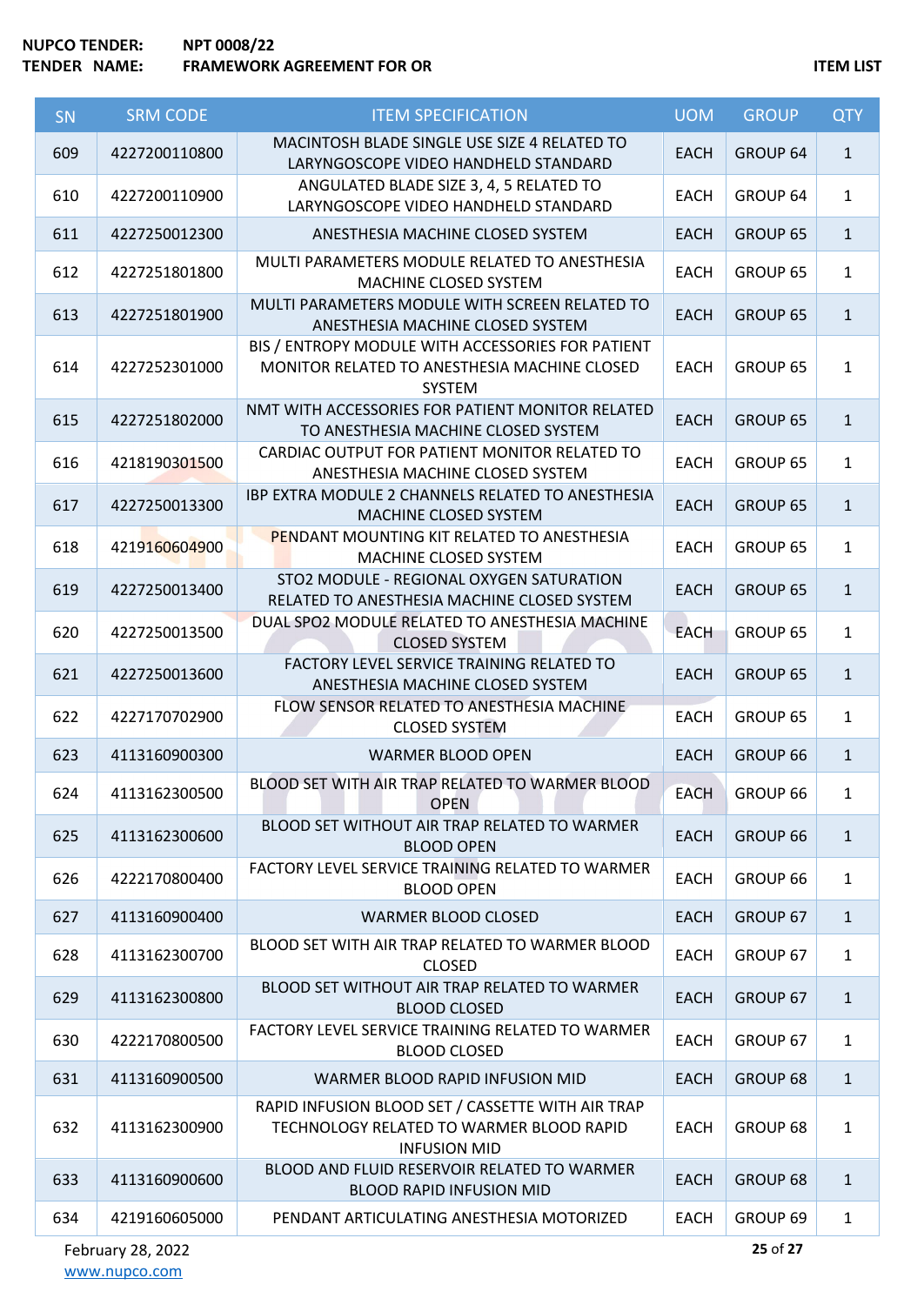| SN | SRM CODE | ITEM SPECIFICATION | UOM | GROUP | QTY |
|---|---|---|---|---|---|
| 609 | 4227200110800 | MACINTOSH BLADE SINGLE USE SIZE 4 RELATED TO LARYNGOSCOPE VIDEO HANDHELD STANDARD | EACH | GROUP 64 | 1 |
| 610 | 4227200110900 | ANGULATED BLADE SIZE 3, 4, 5 RELATED TO LARYNGOSCOPE VIDEO HANDHELD STANDARD | EACH | GROUP 64 | 1 |
| 611 | 4227250012300 | ANESTHESIA MACHINE CLOSED SYSTEM | EACH | GROUP 65 | 1 |
| 612 | 4227251801800 | MULTI PARAMETERS MODULE RELATED TO ANESTHESIA MACHINE CLOSED SYSTEM | EACH | GROUP 65 | 1 |
| 613 | 4227251801900 | MULTI PARAMETERS MODULE WITH SCREEN RELATED TO ANESTHESIA MACHINE CLOSED SYSTEM | EACH | GROUP 65 | 1 |
| 614 | 4227252301000 | BIS / ENTROPY MODULE WITH ACCESSORIES FOR PATIENT MONITOR RELATED TO ANESTHESIA MACHINE CLOSED SYSTEM | EACH | GROUP 65 | 1 |
| 615 | 4227251802000 | NMT WITH ACCESSORIES FOR PATIENT MONITOR RELATED TO ANESTHESIA MACHINE CLOSED SYSTEM | EACH | GROUP 65 | 1 |
| 616 | 4218190301500 | CARDIAC OUTPUT FOR PATIENT MONITOR RELATED TO ANESTHESIA MACHINE CLOSED SYSTEM | EACH | GROUP 65 | 1 |
| 617 | 4227250013300 | IBP EXTRA MODULE 2 CHANNELS RELATED TO ANESTHESIA MACHINE CLOSED SYSTEM | EACH | GROUP 65 | 1 |
| 618 | 4219160604900 | PENDANT MOUNTING KIT RELATED TO ANESTHESIA MACHINE CLOSED SYSTEM | EACH | GROUP 65 | 1 |
| 619 | 4227250013400 | STO2 MODULE - REGIONAL OXYGEN SATURATION RELATED TO ANESTHESIA MACHINE CLOSED SYSTEM | EACH | GROUP 65 | 1 |
| 620 | 4227250013500 | DUAL SPO2 MODULE RELATED TO ANESTHESIA MACHINE CLOSED SYSTEM | EACH | GROUP 65 | 1 |
| 621 | 4227250013600 | FACTORY LEVEL SERVICE TRAINING RELATED TO ANESTHESIA MACHINE CLOSED SYSTEM | EACH | GROUP 65 | 1 |
| 622 | 4227170702900 | FLOW SENSOR RELATED TO ANESTHESIA MACHINE CLOSED SYSTEM | EACH | GROUP 65 | 1 |
| 623 | 4113160900300 | WARMER BLOOD OPEN | EACH | GROUP 66 | 1 |
| 624 | 4113162300500 | BLOOD SET WITH AIR TRAP RELATED TO WARMER BLOOD OPEN | EACH | GROUP 66 | 1 |
| 625 | 4113162300600 | BLOOD SET WITHOUT AIR TRAP RELATED TO WARMER BLOOD OPEN | EACH | GROUP 66 | 1 |
| 626 | 4222170800400 | FACTORY LEVEL SERVICE TRAINING RELATED TO WARMER BLOOD OPEN | EACH | GROUP 66 | 1 |
| 627 | 4113160900400 | WARMER BLOOD CLOSED | EACH | GROUP 67 | 1 |
| 628 | 4113162300700 | BLOOD SET WITH AIR TRAP RELATED TO WARMER BLOOD CLOSED | EACH | GROUP 67 | 1 |
| 629 | 4113162300800 | BLOOD SET WITHOUT AIR TRAP RELATED TO WARMER BLOOD CLOSED | EACH | GROUP 67 | 1 |
| 630 | 4222170800500 | FACTORY LEVEL SERVICE TRAINING RELATED TO WARMER BLOOD CLOSED | EACH | GROUP 67 | 1 |
| 631 | 4113160900500 | WARMER BLOOD RAPID INFUSION MID | EACH | GROUP 68 | 1 |
| 632 | 4113162300900 | RAPID INFUSION BLOOD SET / CASSETTE WITH AIR TRAP TECHNOLOGY RELATED TO WARMER BLOOD RAPID INFUSION MID | EACH | GROUP 68 | 1 |
| 633 | 4113160900600 | BLOOD AND FLUID RESERVOIR RELATED TO WARMER BLOOD RAPID INFUSION MID | EACH | GROUP 68 | 1 |
| 634 | 4219160605000 | PENDANT ARTICULATING ANESTHESIA MOTORIZED | EACH | GROUP 69 | 1 |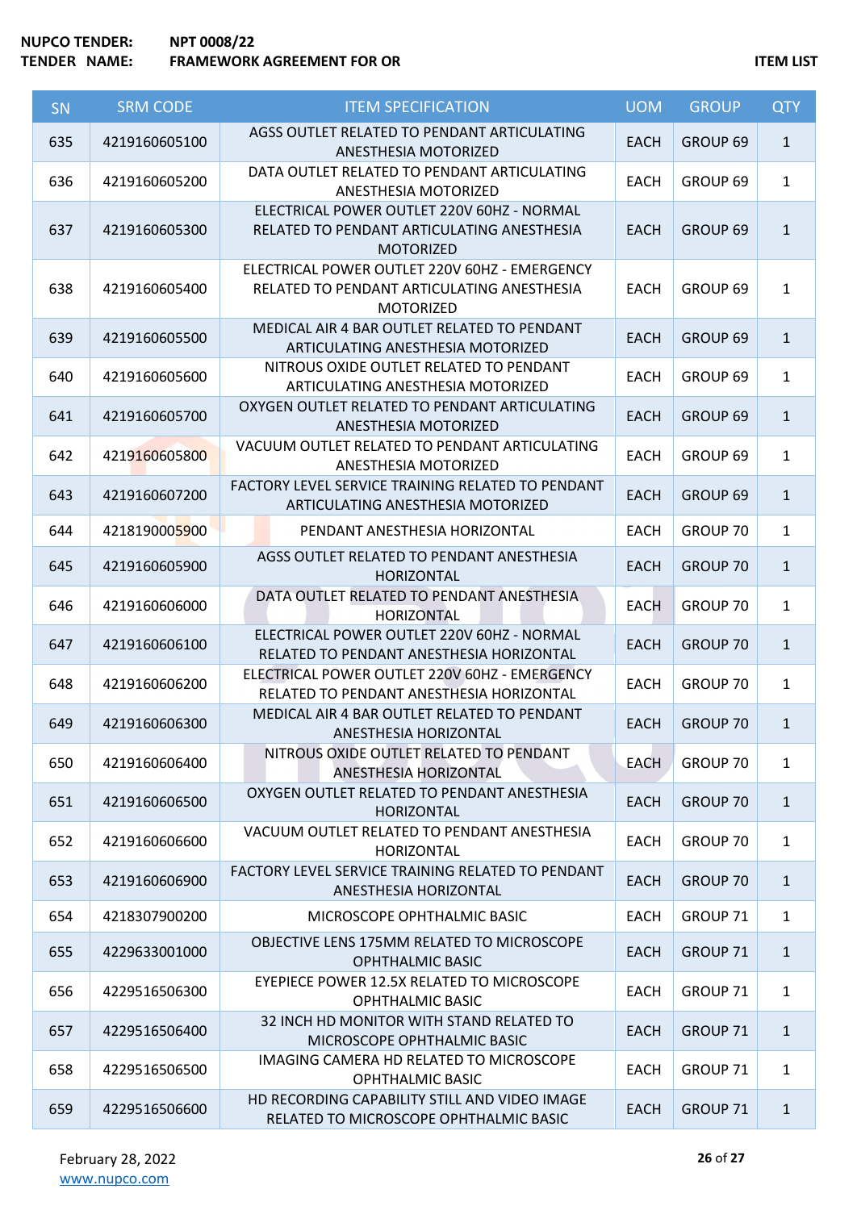| SN | SRM CODE | ITEM SPECIFICATION | UOM | GROUP | QTY |
|---|---|---|---|---|---|
| 635 | 4219160605100 | AGSS OUTLET RELATED TO PENDANT ARTICULATING ANESTHESIA MOTORIZED | EACH | GROUP 69 | 1 |
| 636 | 4219160605200 | DATA OUTLET RELATED TO PENDANT ARTICULATING ANESTHESIA MOTORIZED | EACH | GROUP 69 | 1 |
| 637 | 4219160605300 | ELECTRICAL POWER OUTLET 220V 60HZ - NORMAL RELATED TO PENDANT ARTICULATING ANESTHESIA MOTORIZED | EACH | GROUP 69 | 1 |
| 638 | 4219160605400 | ELECTRICAL POWER OUTLET 220V 60HZ - EMERGENCY RELATED TO PENDANT ARTICULATING ANESTHESIA MOTORIZED | EACH | GROUP 69 | 1 |
| 639 | 4219160605500 | MEDICAL AIR 4 BAR OUTLET RELATED TO PENDANT ARTICULATING ANESTHESIA MOTORIZED | EACH | GROUP 69 | 1 |
| 640 | 4219160605600 | NITROUS OXIDE OUTLET RELATED TO PENDANT ARTICULATING ANESTHESIA MOTORIZED | EACH | GROUP 69 | 1 |
| 641 | 4219160605700 | OXYGEN OUTLET RELATED TO PENDANT ARTICULATING ANESTHESIA MOTORIZED | EACH | GROUP 69 | 1 |
| 642 | 4219160605800 | VACUUM OUTLET RELATED TO PENDANT ARTICULATING ANESTHESIA MOTORIZED | EACH | GROUP 69 | 1 |
| 643 | 4219160607200 | FACTORY LEVEL SERVICE TRAINING RELATED TO PENDANT ARTICULATING ANESTHESIA MOTORIZED | EACH | GROUP 69 | 1 |
| 644 | 4218190005900 | PENDANT ANESTHESIA HORIZONTAL | EACH | GROUP 70 | 1 |
| 645 | 4219160605900 | AGSS OUTLET RELATED TO PENDANT ANESTHESIA HORIZONTAL | EACH | GROUP 70 | 1 |
| 646 | 4219160606000 | DATA OUTLET RELATED TO PENDANT ANESTHESIA HORIZONTAL | EACH | GROUP 70 | 1 |
| 647 | 4219160606100 | ELECTRICAL POWER OUTLET 220V 60HZ - NORMAL RELATED TO PENDANT ANESTHESIA HORIZONTAL | EACH | GROUP 70 | 1 |
| 648 | 4219160606200 | ELECTRICAL POWER OUTLET 220V 60HZ - EMERGENCY RELATED TO PENDANT ANESTHESIA HORIZONTAL | EACH | GROUP 70 | 1 |
| 649 | 4219160606300 | MEDICAL AIR 4 BAR OUTLET RELATED TO PENDANT ANESTHESIA HORIZONTAL | EACH | GROUP 70 | 1 |
| 650 | 4219160606400 | NITROUS OXIDE OUTLET RELATED TO PENDANT ANESTHESIA HORIZONTAL | EACH | GROUP 70 | 1 |
| 651 | 4219160606500 | OXYGEN OUTLET RELATED TO PENDANT ANESTHESIA HORIZONTAL | EACH | GROUP 70 | 1 |
| 652 | 4219160606600 | VACUUM OUTLET RELATED TO PENDANT ANESTHESIA HORIZONTAL | EACH | GROUP 70 | 1 |
| 653 | 4219160606900 | FACTORY LEVEL SERVICE TRAINING RELATED TO PENDANT ANESTHESIA HORIZONTAL | EACH | GROUP 70 | 1 |
| 654 | 4218307900200 | MICROSCOPE OPHTHALMIC BASIC | EACH | GROUP 71 | 1 |
| 655 | 4229633001000 | OBJECTIVE LENS 175MM RELATED TO MICROSCOPE OPHTHALMIC BASIC | EACH | GROUP 71 | 1 |
| 656 | 4229516506300 | EYEPIECE POWER 12.5X RELATED TO MICROSCOPE OPHTHALMIC BASIC | EACH | GROUP 71 | 1 |
| 657 | 4229516506400 | 32 INCH HD MONITOR WITH STAND RELATED TO MICROSCOPE OPHTHALMIC BASIC | EACH | GROUP 71 | 1 |
| 658 | 4229516506500 | IMAGING CAMERA HD RELATED TO MICROSCOPE OPHTHALMIC BASIC | EACH | GROUP 71 | 1 |
| 659 | 4229516506600 | HD RECORDING CAPABILITY STILL AND VIDEO IMAGE RELATED TO MICROSCOPE OPHTHALMIC BASIC | EACH | GROUP 71 | 1 |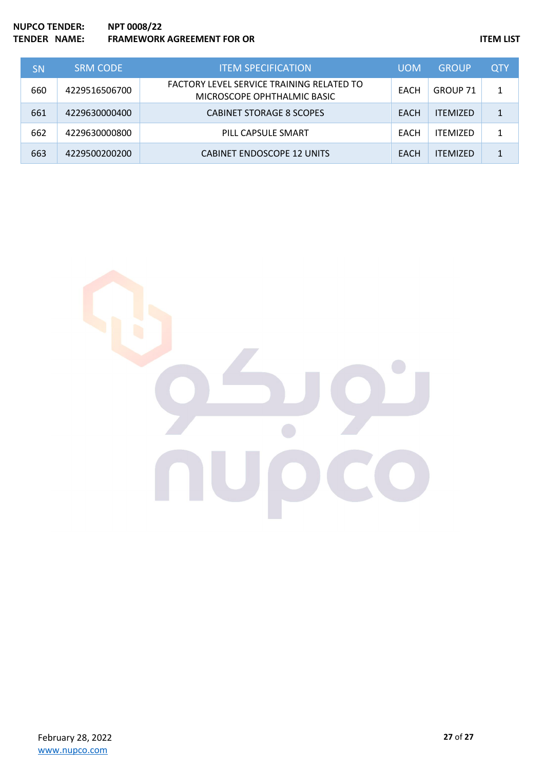| SN | SRM CODE | ITEM SPECIFICATION | UOM | GROUP | QTY |
|---|---|---|---|---|---|
| 660 | 4229516506700 | FACTORY LEVEL SERVICE TRAINING RELATED TO MICROSCOPE OPHTHALMIC BASIC | EACH | GROUP 71 | 1 |
| 661 | 4229630000400 | CABINET STORAGE 8 SCOPES | EACH | ITEMIZED | 1 |
| 662 | 4229630000800 | PILL CAPSULE SMART | EACH | ITEMIZED | 1 |
| 663 | 4229500200200 | CABINET ENDOSCOPE 12 UNITS | EACH | ITEMIZED | 1 |